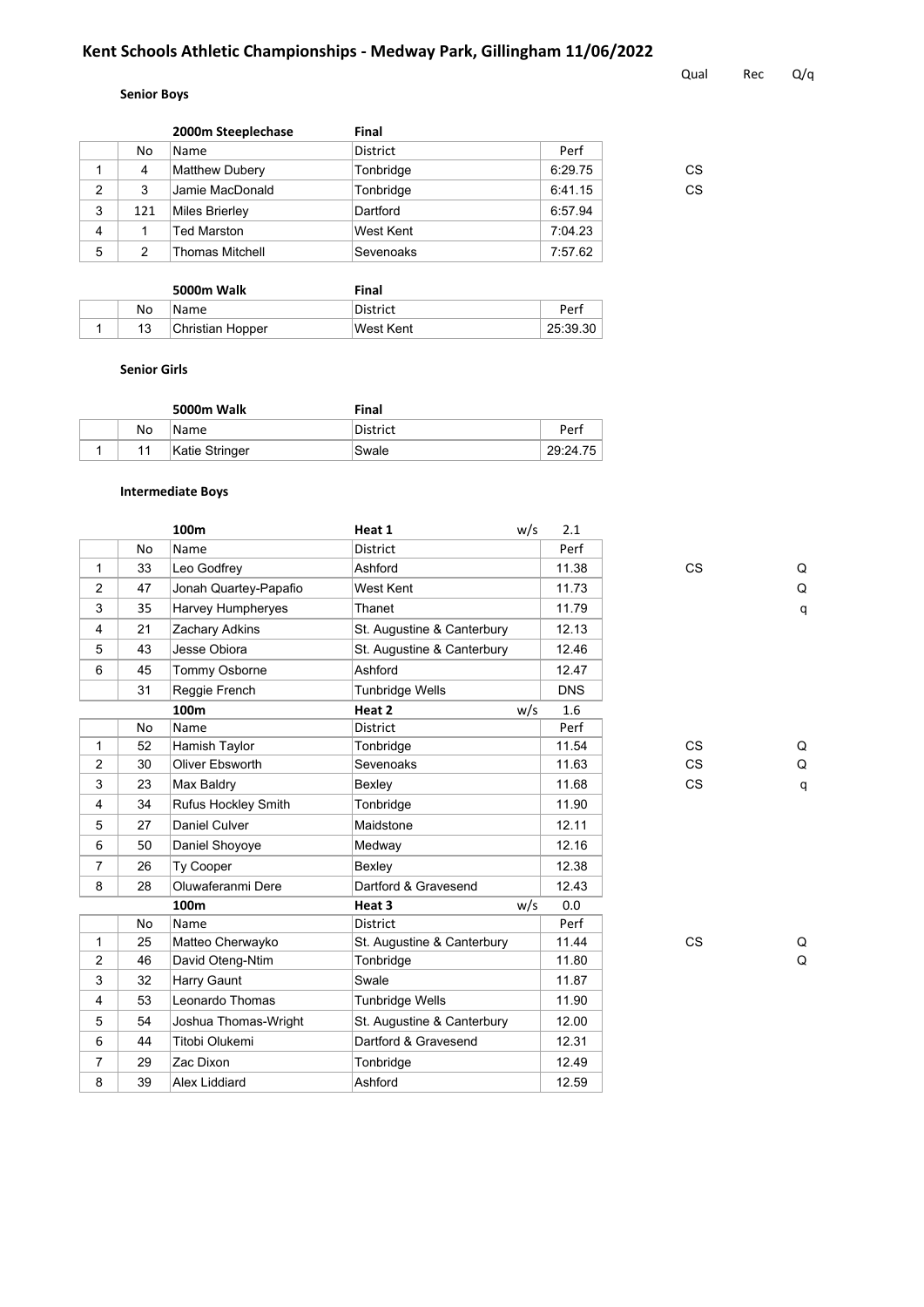# Kent Schools Athletic Championships - Medway Park, Gillingham 11/06/2022

## Senior Boys

**2000m Steeplechase** — Final

| | No | Name | District | Perf | Qual | Rec | Q/q |
|---|---|---|---|---|---|---|---|
| 1 | 4 | Matthew Dubery | Tonbridge | 6:29.75 | CS | | |
| 2 | 3 | Jamie MacDonald | Tonbridge | 6:41.15 | CS | | |
| 3 | 121 | Miles Brierley | Dartford | 6:57.94 | | | |
| 4 | 1 | Ted Marston | West Kent | 7:04.23 | | | |
| 5 | 2 | Thomas Mitchell | Sevenoaks | 7:57.62 | | | |

**5000m Walk** — Final

| | No | Name | District | Perf |
|---|---|---|---|---|
| 1 | 13 | Christian Hopper | West Kent | 25:39.30 |

## Senior Girls

**5000m Walk** — Final

| | No | Name | District | Perf |
|---|---|---|---|---|
| 1 | 11 | Katie Stringer | Swale | 29:24.75 |

## Intermediate Boys

**100m** — Heat 1 — w/s 2.1

| | No | Name | District | Perf | Qual | Rec | Q/q |
|---|---|---|---|---|---|---|---|
| 1 | 33 | Leo Godfrey | Ashford | 11.38 | CS | | Q |
| 2 | 47 | Jonah Quartey-Papafio | West Kent | 11.73 | | | Q |
| 3 | 35 | Harvey Humpheryes | Thanet | 11.79 | | | q |
| 4 | 21 | Zachary Adkins | St. Augustine & Canterbury | 12.13 | | | |
| 5 | 43 | Jesse Obiora | St. Augustine & Canterbury | 12.46 | | | |
| 6 | 45 | Tommy Osborne | Ashford | 12.47 | | | |
| | 31 | Reggie French | Tunbridge Wells | DNS | | | |

**100m** — Heat 2 — w/s 1.6

| | No | Name | District | Perf | Qual | Rec | Q/q |
|---|---|---|---|---|---|---|---|
| 1 | 52 | Hamish Taylor | Tonbridge | 11.54 | CS | | Q |
| 2 | 30 | Oliver Ebsworth | Sevenoaks | 11.63 | CS | | Q |
| 3 | 23 | Max Baldry | Bexley | 11.68 | CS | | q |
| 4 | 34 | Rufus Hockley Smith | Tonbridge | 11.90 | | | |
| 5 | 27 | Daniel Culver | Maidstone | 12.11 | | | |
| 6 | 50 | Daniel Shoyoye | Medway | 12.16 | | | |
| 7 | 26 | Ty Cooper | Bexley | 12.38 | | | |
| 8 | 28 | Oluwaferanmi Dere | Dartford & Gravesend | 12.43 | | | |

**100m** — Heat 3 — w/s 0.0

| | No | Name | District | Perf | Qual | Rec | Q/q |
|---|---|---|---|---|---|---|---|
| 1 | 25 | Matteo Cherwayko | St. Augustine & Canterbury | 11.44 | CS | | Q |
| 2 | 46 | David Oteng-Ntim | Tonbridge | 11.80 | | | Q |
| 3 | 32 | Harry Gaunt | Swale | 11.87 | | | |
| 4 | 53 | Leonardo Thomas | Tunbridge Wells | 11.90 | | | |
| 5 | 54 | Joshua Thomas-Wright | St. Augustine & Canterbury | 12.00 | | | |
| 6 | 44 | Titobi Olukemi | Dartford & Gravesend | 12.31 | | | |
| 7 | 29 | Zac Dixon | Tonbridge | 12.49 | | | |
| 8 | 39 | Alex Liddiard | Ashford | 12.59 | | | |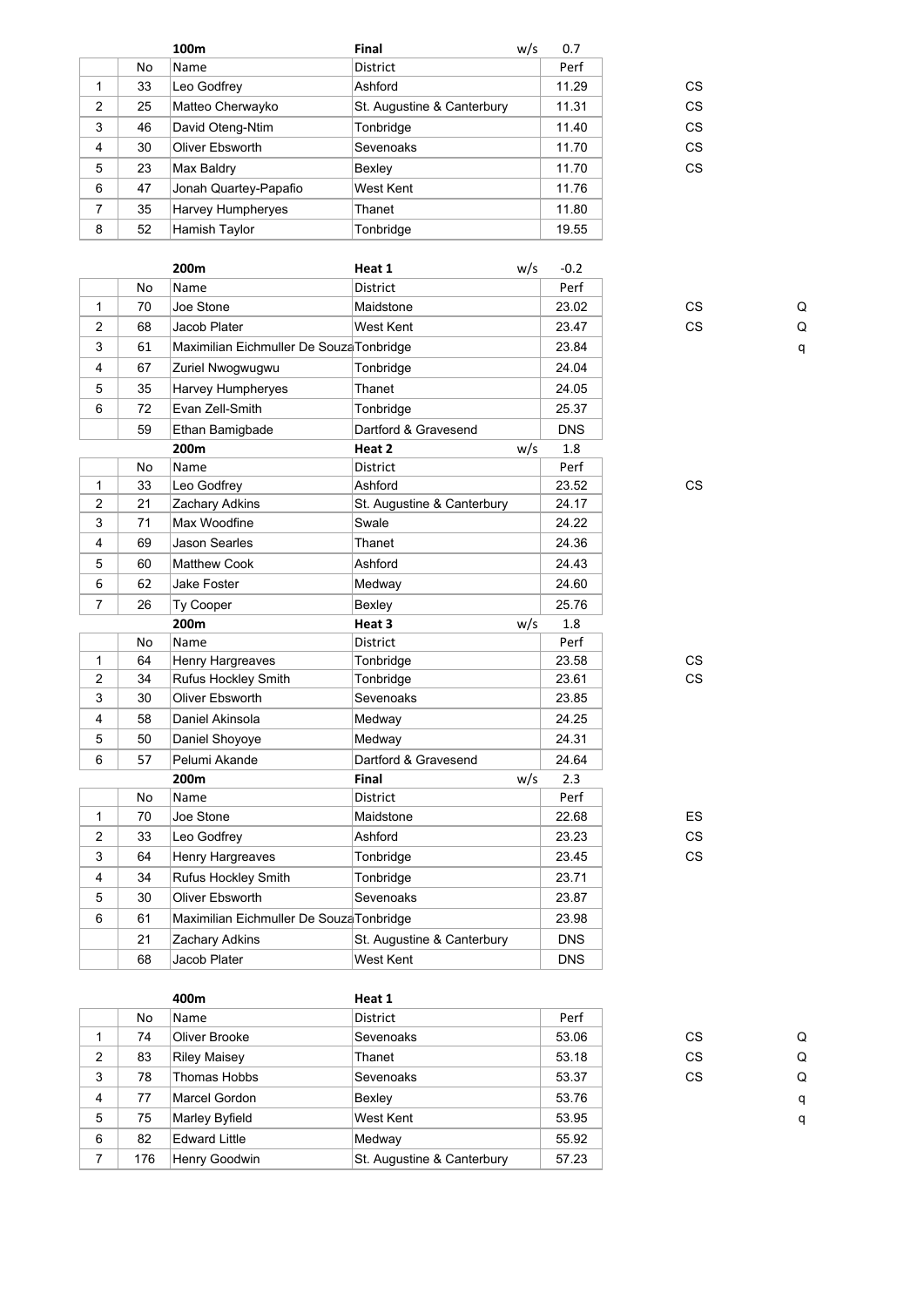| | | 100m | Final | w/s 0.7 | | |
|---|---|---|---|---|---|---|
| | No | Name | District | Perf | | |
| 1 | 33 | Leo Godfrey | Ashford | 11.29 | CS | |
| 2 | 25 | Matteo Cherwayko | St. Augustine & Canterbury | 11.31 | CS | |
| 3 | 46 | David Oteng-Ntim | Tonbridge | 11.40 | CS | |
| 4 | 30 | Oliver Ebsworth | Sevenoaks | 11.70 | CS | |
| 5 | 23 | Max Baldry | Bexley | 11.70 | CS | |
| 6 | 47 | Jonah Quartey-Papafio | West Kent | 11.76 | | |
| 7 | 35 | Harvey Humpheryes | Thanet | 11.80 | | |
| 8 | 52 | Hamish Taylor | Tonbridge | 19.55 | | |

| | | 200m | Heat 1 | w/s -0.2 | | |
|---|---|---|---|---|---|---|
| | No | Name | District | Perf | | |
| 1 | 70 | Joe Stone | Maidstone | 23.02 | CS | Q |
| 2 | 68 | Jacob Plater | West Kent | 23.47 | CS | Q |
| 3 | 61 | Maximilian Eichmuller De Souza | Tonbridge | 23.84 | | q |
| 4 | 67 | Zuriel Nwogwugwu | Tonbridge | 24.04 | | |
| 5 | 35 | Harvey Humpheryes | Thanet | 24.05 | | |
| 6 | 72 | Evan Zell-Smith | Tonbridge | 25.37 | | |
| | 59 | Ethan Bamigbade | Dartford & Gravesend | DNS | | |
| | | 200m | Heat 2 | w/s 1.8 | | |
| | No | Name | District | Perf | | |
| 1 | 33 | Leo Godfrey | Ashford | 23.52 | CS | |
| 2 | 21 | Zachary Adkins | St. Augustine & Canterbury | 24.17 | | |
| 3 | 71 | Max Woodfine | Swale | 24.22 | | |
| 4 | 69 | Jason Searles | Thanet | 24.36 | | |
| 5 | 60 | Matthew Cook | Ashford | 24.43 | | |
| 6 | 62 | Jake Foster | Medway | 24.60 | | |
| 7 | 26 | Ty Cooper | Bexley | 25.76 | | |
| | | 200m | Heat 3 | w/s 1.8 | | |
| | No | Name | District | Perf | | |
| 1 | 64 | Henry Hargreaves | Tonbridge | 23.58 | CS | |
| 2 | 34 | Rufus Hockley Smith | Tonbridge | 23.61 | CS | |
| 3 | 30 | Oliver Ebsworth | Sevenoaks | 23.85 | | |
| 4 | 58 | Daniel Akinsola | Medway | 24.25 | | |
| 5 | 50 | Daniel Shoyoye | Medway | 24.31 | | |
| 6 | 57 | Pelumi Akande | Dartford & Gravesend | 24.64 | | |
| | | 200m | Final | w/s 2.3 | | |
| | No | Name | District | Perf | | |
| 1 | 70 | Joe Stone | Maidstone | 22.68 | ES | |
| 2 | 33 | Leo Godfrey | Ashford | 23.23 | CS | |
| 3 | 64 | Henry Hargreaves | Tonbridge | 23.45 | CS | |
| 4 | 34 | Rufus Hockley Smith | Tonbridge | 23.71 | | |
| 5 | 30 | Oliver Ebsworth | Sevenoaks | 23.87 | | |
| 6 | 61 | Maximilian Eichmuller De Souza | Tonbridge | 23.98 | | |
| | 21 | Zachary Adkins | St. Augustine & Canterbury | DNS | | |
| | 68 | Jacob Plater | West Kent | DNS | | |

| | | 400m | Heat 1 | | | |
|---|---|---|---|---|---|---|
| | No | Name | District | Perf | | |
| 1 | 74 | Oliver Brooke | Sevenoaks | 53.06 | CS | Q |
| 2 | 83 | Riley Maisey | Thanet | 53.18 | CS | Q |
| 3 | 78 | Thomas Hobbs | Sevenoaks | 53.37 | CS | Q |
| 4 | 77 | Marcel Gordon | Bexley | 53.76 | | q |
| 5 | 75 | Marley Byfield | West Kent | 53.95 | | q |
| 6 | 82 | Edward Little | Medway | 55.92 | | |
| 7 | 176 | Henry Goodwin | St. Augustine & Canterbury | 57.23 | | |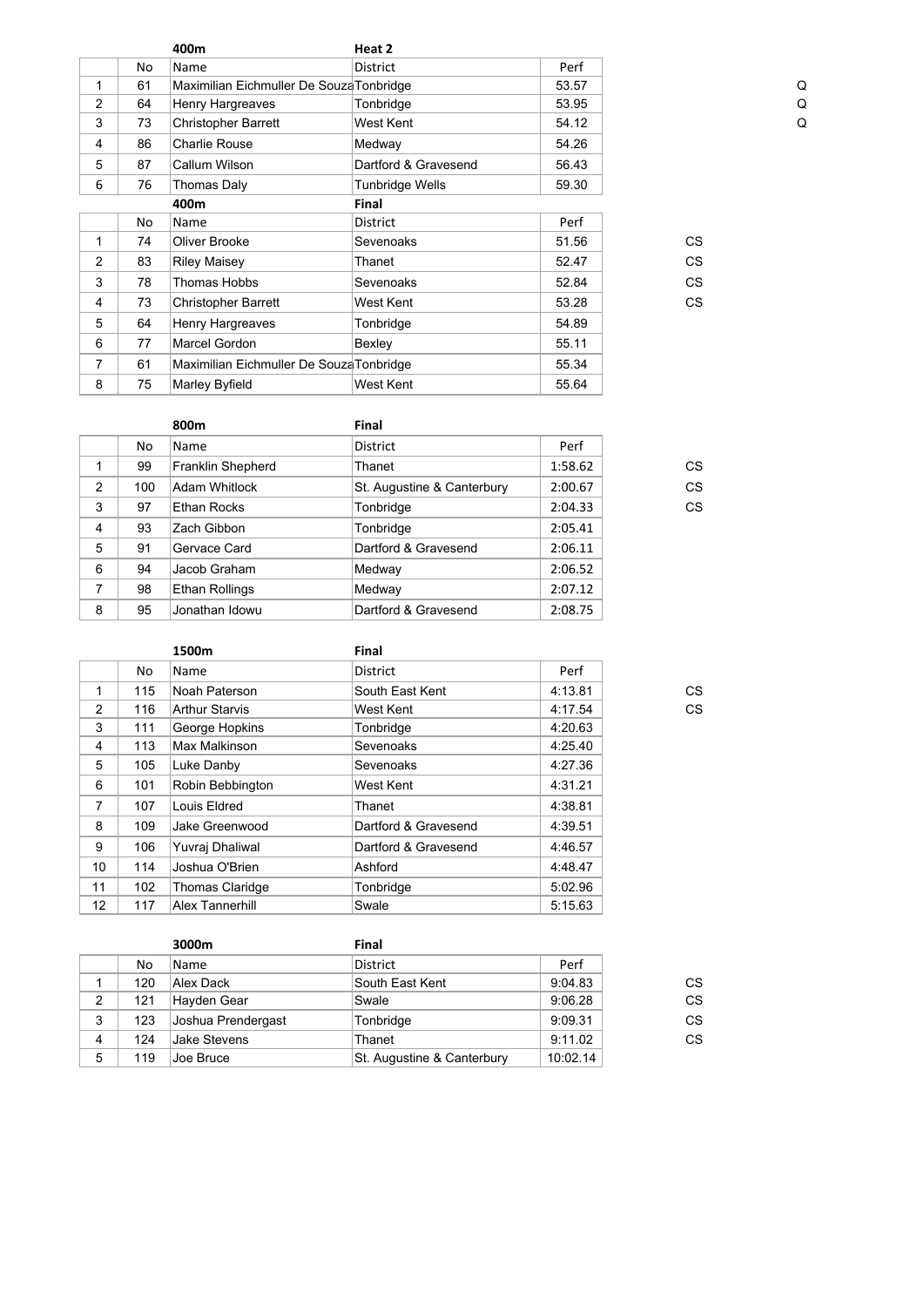### 400m Heat 2

| | No | Name | District | Perf | |
|---|---|---|---|---|---|
| 1 | 61 | Maximilian Eichmuller De Souza | Tonbridge | 53.57 | Q |
| 2 | 64 | Henry Hargreaves | Tonbridge | 53.95 | Q |
| 3 | 73 | Christopher Barrett | West Kent | 54.12 | Q |
| 4 | 86 | Charlie Rouse | Medway | 54.26 | |
| 5 | 87 | Callum Wilson | Dartford & Gravesend | 56.43 | |
| 6 | 76 | Thomas Daly | Tunbridge Wells | 59.30 | |

### 400m Final

| | No | Name | District | Perf | |
|---|---|---|---|---|---|
| 1 | 74 | Oliver Brooke | Sevenoaks | 51.56 | CS |
| 2 | 83 | Riley Maisey | Thanet | 52.47 | CS |
| 3 | 78 | Thomas Hobbs | Sevenoaks | 52.84 | CS |
| 4 | 73 | Christopher Barrett | West Kent | 53.28 | CS |
| 5 | 64 | Henry Hargreaves | Tonbridge | 54.89 | |
| 6 | 77 | Marcel Gordon | Bexley | 55.11 | |
| 7 | 61 | Maximilian Eichmuller De Souza | Tonbridge | 55.34 | |
| 8 | 75 | Marley Byfield | West Kent | 55.64 | |

### 800m Final

| | No | Name | District | Perf | |
|---|---|---|---|---|---|
| 1 | 99 | Franklin Shepherd | Thanet | 1:58.62 | CS |
| 2 | 100 | Adam Whitlock | St. Augustine & Canterbury | 2:00.67 | CS |
| 3 | 97 | Ethan Rocks | Tonbridge | 2:04.33 | CS |
| 4 | 93 | Zach Gibbon | Tonbridge | 2:05.41 | |
| 5 | 91 | Gervace Card | Dartford & Gravesend | 2:06.11 | |
| 6 | 94 | Jacob Graham | Medway | 2:06.52 | |
| 7 | 98 | Ethan Rollings | Medway | 2:07.12 | |
| 8 | 95 | Jonathan Idowu | Dartford & Gravesend | 2:08.75 | |

### 1500m Final

| | No | Name | District | Perf | |
|---|---|---|---|---|---|
| 1 | 115 | Noah Paterson | South East Kent | 4:13.81 | CS |
| 2 | 116 | Arthur Starvis | West Kent | 4:17.54 | CS |
| 3 | 111 | George Hopkins | Tonbridge | 4:20.63 | |
| 4 | 113 | Max Malkinson | Sevenoaks | 4:25.40 | |
| 5 | 105 | Luke Danby | Sevenoaks | 4:27.36 | |
| 6 | 101 | Robin Bebbington | West Kent | 4:31.21 | |
| 7 | 107 | Louis Eldred | Thanet | 4:38.81 | |
| 8 | 109 | Jake Greenwood | Dartford & Gravesend | 4:39.51 | |
| 9 | 106 | Yuvraj Dhaliwal | Dartford & Gravesend | 4:46.57 | |
| 10 | 114 | Joshua O'Brien | Ashford | 4:48.47 | |
| 11 | 102 | Thomas Claridge | Tonbridge | 5:02.96 | |
| 12 | 117 | Alex Tannerhill | Swale | 5:15.63 | |

### 3000m Final

| | No | Name | District | Perf | |
|---|---|---|---|---|---|
| 1 | 120 | Alex Dack | South East Kent | 9:04.83 | CS |
| 2 | 121 | Hayden Gear | Swale | 9:06.28 | CS |
| 3 | 123 | Joshua Prendergast | Tonbridge | 9:09.31 | CS |
| 4 | 124 | Jake Stevens | Thanet | 9:11.02 | CS |
| 5 | 119 | Joe Bruce | St. Augustine & Canterbury | 10:02.14 | |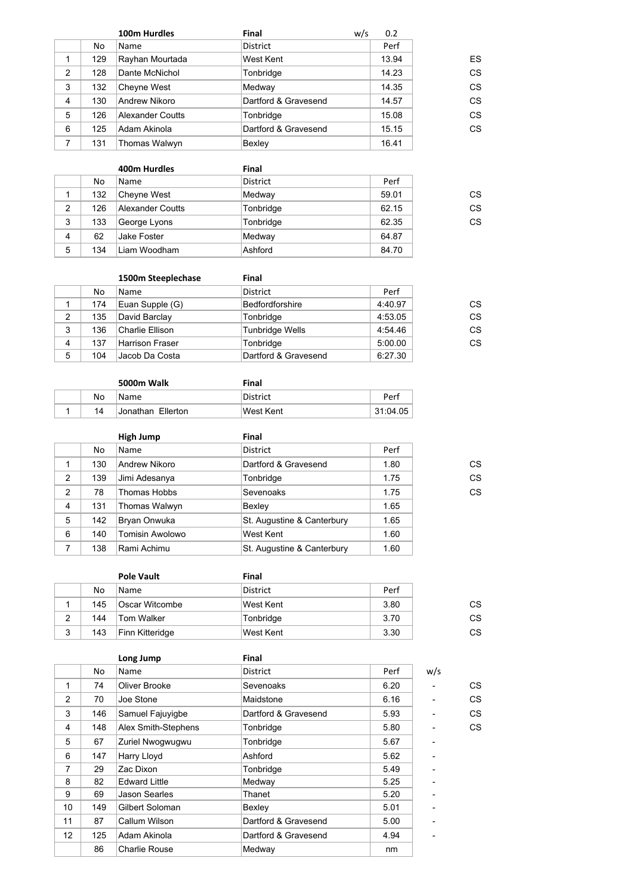### 100m Hurdles — Final — w/s 0.2

| | No | Name | District | Perf | |
|---|---|---|---|---|---|
| 1 | 129 | Rayhan Mourtada | West Kent | 13.94 | ES |
| 2 | 128 | Dante McNichol | Tonbridge | 14.23 | CS |
| 3 | 132 | Cheyne West | Medway | 14.35 | CS |
| 4 | 130 | Andrew Nikoro | Dartford & Gravesend | 14.57 | CS |
| 5 | 126 | Alexander Coutts | Tonbridge | 15.08 | CS |
| 6 | 125 | Adam Akinola | Dartford & Gravesend | 15.15 | CS |
| 7 | 131 | Thomas Walwyn | Bexley | 16.41 | |

### 400m Hurdles — Final

| | No | Name | District | Perf | |
|---|---|---|---|---|---|
| 1 | 132 | Cheyne West | Medway | 59.01 | CS |
| 2 | 126 | Alexander Coutts | Tonbridge | 62.15 | CS |
| 3 | 133 | George Lyons | Tonbridge | 62.35 | CS |
| 4 | 62 | Jake Foster | Medway | 64.87 | |
| 5 | 134 | Liam Woodham | Ashford | 84.70 | |

### 1500m Steeplechase — Final

| | No | Name | District | Perf | |
|---|---|---|---|---|---|
| 1 | 174 | Euan Supple (G) | Bedfordforshire | 4:40.97 | CS |
| 2 | 135 | David Barclay | Tonbridge | 4:53.05 | CS |
| 3 | 136 | Charlie Ellison | Tunbridge Wells | 4:54.46 | CS |
| 4 | 137 | Harrison Fraser | Tonbridge | 5:00.00 | CS |
| 5 | 104 | Jacob Da Costa | Dartford & Gravesend | 6:27.30 | |

### 5000m Walk — Final

| | No | Name | District | Perf |
|---|---|---|---|---|
| 1 | 14 | Jonathan Ellerton | West Kent | 31:04.05 |

### High Jump — Final

| | No | Name | District | Perf | |
|---|---|---|---|---|---|
| 1 | 130 | Andrew Nikoro | Dartford & Gravesend | 1.80 | CS |
| 2 | 139 | Jimi Adesanya | Tonbridge | 1.75 | CS |
| 2 | 78 | Thomas Hobbs | Sevenoaks | 1.75 | CS |
| 4 | 131 | Thomas Walwyn | Bexley | 1.65 | |
| 5 | 142 | Bryan Onwuka | St. Augustine & Canterbury | 1.65 | |
| 6 | 140 | Tomisin Awolowo | West Kent | 1.60 | |
| 7 | 138 | Rami Achimu | St. Augustine & Canterbury | 1.60 | |

### Pole Vault — Final

| | No | Name | District | Perf | |
|---|---|---|---|---|---|
| 1 | 145 | Oscar Witcombe | West Kent | 3.80 | CS |
| 2 | 144 | Tom Walker | Tonbridge | 3.70 | CS |
| 3 | 143 | Finn Kitteridge | West Kent | 3.30 | CS |

### Long Jump — Final

| | No | Name | District | Perf | w/s | |
|---|---|---|---|---|---|---|
| 1 | 74 | Oliver Brooke | Sevenoaks | 6.20 | - | CS |
| 2 | 70 | Joe Stone | Maidstone | 6.16 | - | CS |
| 3 | 146 | Samuel Fajuyigbe | Dartford & Gravesend | 5.93 | - | CS |
| 4 | 148 | Alex Smith-Stephens | Tonbridge | 5.80 | - | CS |
| 5 | 67 | Zuriel Nwogwugwu | Tonbridge | 5.67 | - | |
| 6 | 147 | Harry Lloyd | Ashford | 5.62 | - | |
| 7 | 29 | Zac Dixon | Tonbridge | 5.49 | - | |
| 8 | 82 | Edward Little | Medway | 5.25 | - | |
| 9 | 69 | Jason Searles | Thanet | 5.20 | - | |
| 10 | 149 | Gilbert Soloman | Bexley | 5.01 | - | |
| 11 | 87 | Callum Wilson | Dartford & Gravesend | 5.00 | - | |
| 12 | 125 | Adam Akinola | Dartford & Gravesend | 4.94 | - | |
| | 86 | Charlie Rouse | Medway | nm | | |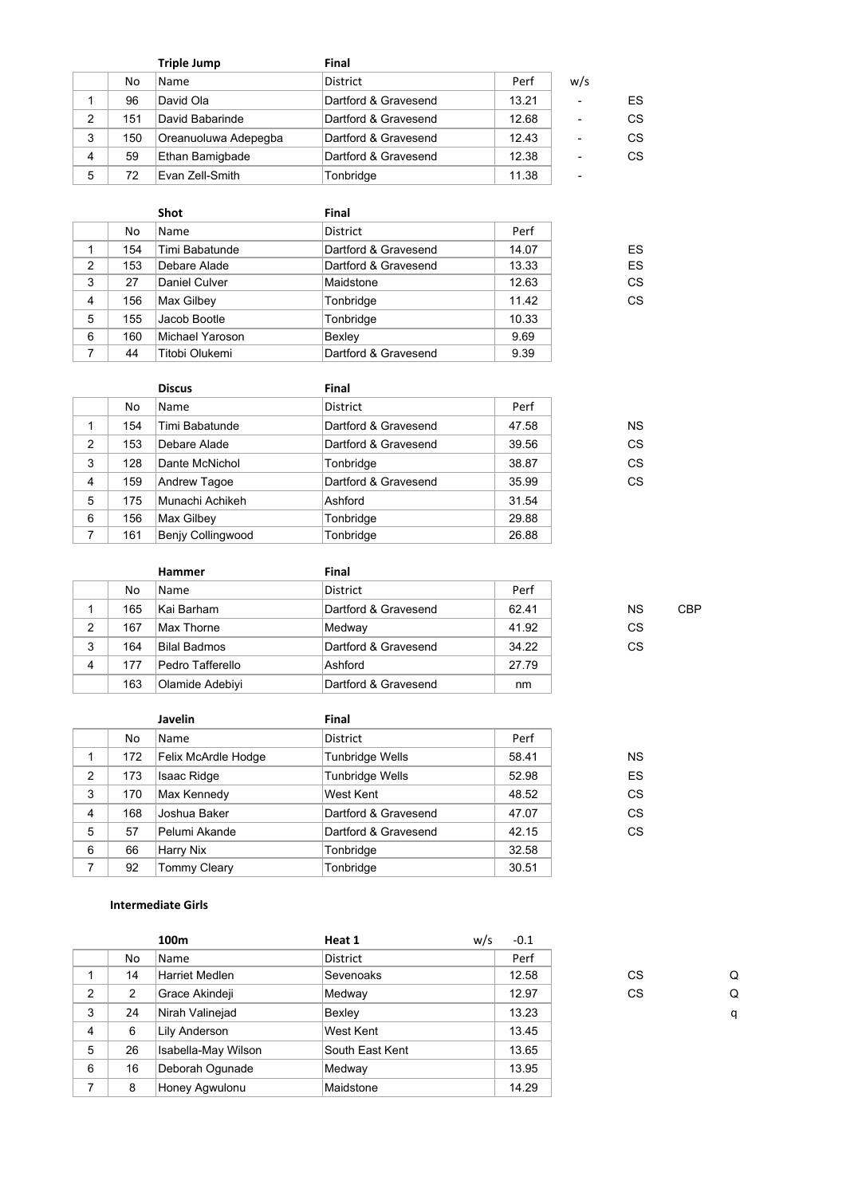| | No | Triple Jump<br>Name | Final<br>District | Perf | w/s | |
|---|---|---|---|---|---|---|
| 1 | 96 | David Ola | Dartford & Gravesend | 13.21 | - | ES |
| 2 | 151 | David Babarinde | Dartford & Gravesend | 12.68 | - | CS |
| 3 | 150 | Oreanuoluwa Adepegba | Dartford & Gravesend | 12.43 | - | CS |
| 4 | 59 | Ethan Bamigbade | Dartford & Gravesend | 12.38 | - | CS |
| 5 | 72 | Evan Zell-Smith | Tonbridge | 11.38 | - | |

| | No | Shot<br>Name | Final<br>District | Perf | |
|---|---|---|---|---|---|
| 1 | 154 | Timi Babatunde | Dartford & Gravesend | 14.07 | ES |
| 2 | 153 | Debare Alade | Dartford & Gravesend | 13.33 | ES |
| 3 | 27 | Daniel Culver | Maidstone | 12.63 | CS |
| 4 | 156 | Max Gilbey | Tonbridge | 11.42 | CS |
| 5 | 155 | Jacob Bootle | Tonbridge | 10.33 | |
| 6 | 160 | Michael Yaroson | Bexley | 9.69 | |
| 7 | 44 | Titobi Olukemi | Dartford & Gravesend | 9.39 | |

| | No | Discus<br>Name | Final<br>District | Perf | |
|---|---|---|---|---|---|
| 1 | 154 | Timi Babatunde | Dartford & Gravesend | 47.58 | NS |
| 2 | 153 | Debare Alade | Dartford & Gravesend | 39.56 | CS |
| 3 | 128 | Dante McNichol | Tonbridge | 38.87 | CS |
| 4 | 159 | Andrew Tagoe | Dartford & Gravesend | 35.99 | CS |
| 5 | 175 | Munachi Achikeh | Ashford | 31.54 | |
| 6 | 156 | Max Gilbey | Tonbridge | 29.88 | |
| 7 | 161 | Benjy Collingwood | Tonbridge | 26.88 | |

| | No | Hammer<br>Name | Final<br>District | Perf | | |
|---|---|---|---|---|---|---|
| 1 | 165 | Kai Barham | Dartford & Gravesend | 62.41 | NS | CBP |
| 2 | 167 | Max Thorne | Medway | 41.92 | CS | |
| 3 | 164 | Bilal Badmos | Dartford & Gravesend | 34.22 | CS | |
| 4 | 177 | Pedro Tafferello | Ashford | 27.79 | | |
| | 163 | Olamide Adebiyi | Dartford & Gravesend | nm | | |

| | No | Javelin<br>Name | Final<br>District | Perf | |
|---|---|---|---|---|---|
| 1 | 172 | Felix McArdle Hodge | Tunbridge Wells | 58.41 | NS |
| 2 | 173 | Isaac Ridge | Tunbridge Wells | 52.98 | ES |
| 3 | 170 | Max Kennedy | West Kent | 48.52 | CS |
| 4 | 168 | Joshua Baker | Dartford & Gravesend | 47.07 | CS |
| 5 | 57 | Pelumi Akande | Dartford & Gravesend | 42.15 | CS |
| 6 | 66 | Harry Nix | Tonbridge | 32.58 | |
| 7 | 92 | Tommy Cleary | Tonbridge | 30.51 | |

### Intermediate Girls

| | No | 100m<br>Name | Heat 1<br>District | w/s -0.1<br>Perf | | |
|---|---|---|---|---|---|---|
| 1 | 14 | Harriet Medlen | Sevenoaks | 12.58 | CS | Q |
| 2 | 2 | Grace Akindeji | Medway | 12.97 | CS | Q |
| 3 | 24 | Nirah Valinejad | Bexley | 13.23 | | q |
| 4 | 6 | Lily Anderson | West Kent | 13.45 | | |
| 5 | 26 | Isabella-May Wilson | South East Kent | 13.65 | | |
| 6 | 16 | Deborah Ogunade | Medway | 13.95 | | |
| 7 | 8 | Honey Agwulonu | Maidstone | 14.29 | | |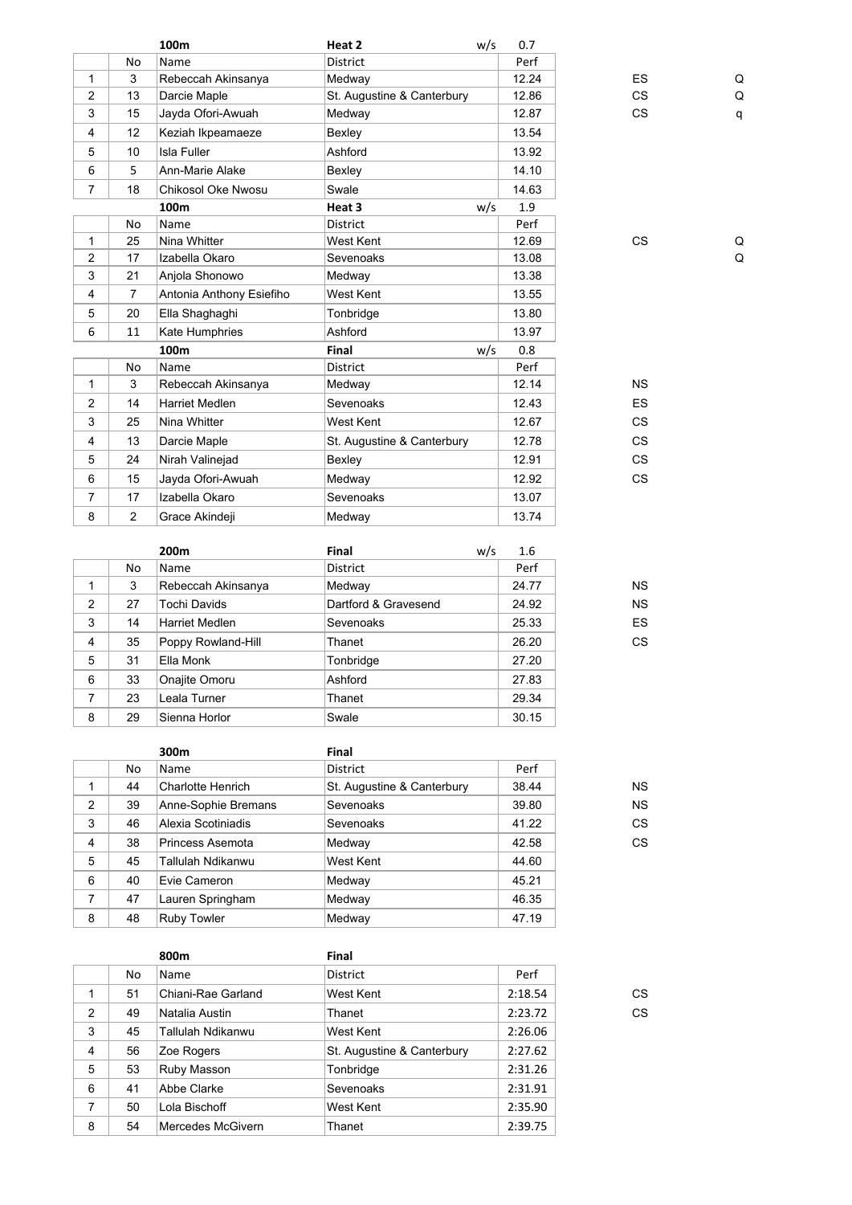| | No | Name | District | Perf | | |
|---|---|---|---|---|---|---|
| | | **100m** | **Heat 2** w/s | 0.7 | | |
| 1 | 3 | Rebeccah Akinsanya | Medway | 12.24 | ES | Q |
| 2 | 13 | Darcie Maple | St. Augustine & Canterbury | 12.86 | CS | Q |
| 3 | 15 | Jayda Ofori-Awuah | Medway | 12.87 | CS | q |
| 4 | 12 | Keziah Ikpeamaeze | Bexley | 13.54 | | |
| 5 | 10 | Isla Fuller | Ashford | 13.92 | | |
| 6 | 5 | Ann-Marie Alake | Bexley | 14.10 | | |
| 7 | 18 | Chikosol Oke Nwosu | Swale | 14.63 | | |

| | No | Name | District | Perf | | |
|---|---|---|---|---|---|---|
| | | **100m** | **Heat 3** w/s | 1.9 | | |
| 1 | 25 | Nina Whitter | West Kent | 12.69 | CS | Q |
| 2 | 17 | Izabella Okaro | Sevenoaks | 13.08 | | Q |
| 3 | 21 | Anjola Shonowo | Medway | 13.38 | | |
| 4 | 7 | Antonia Anthony Esiefiho | West Kent | 13.55 | | |
| 5 | 20 | Ella Shaghaghi | Tonbridge | 13.80 | | |
| 6 | 11 | Kate Humphries | Ashford | 13.97 | | |

| | No | Name | District | Perf | |
|---|---|---|---|---|---|
| | | **100m** | **Final** w/s | 0.8 | |
| 1 | 3 | Rebeccah Akinsanya | Medway | 12.14 | NS |
| 2 | 14 | Harriet Medlen | Sevenoaks | 12.43 | ES |
| 3 | 25 | Nina Whitter | West Kent | 12.67 | CS |
| 4 | 13 | Darcie Maple | St. Augustine & Canterbury | 12.78 | CS |
| 5 | 24 | Nirah Valinejad | Bexley | 12.91 | CS |
| 6 | 15 | Jayda Ofori-Awuah | Medway | 12.92 | CS |
| 7 | 17 | Izabella Okaro | Sevenoaks | 13.07 | |
| 8 | 2 | Grace Akindeji | Medway | 13.74 | |

| | No | Name | District | Perf | |
|---|---|---|---|---|---|
| | | **200m** | **Final** w/s | 1.6 | |
| 1 | 3 | Rebeccah Akinsanya | Medway | 24.77 | NS |
| 2 | 27 | Tochi Davids | Dartford & Gravesend | 24.92 | NS |
| 3 | 14 | Harriet Medlen | Sevenoaks | 25.33 | ES |
| 4 | 35 | Poppy Rowland-Hill | Thanet | 26.20 | CS |
| 5 | 31 | Ella Monk | Tonbridge | 27.20 | |
| 6 | 33 | Onajite Omoru | Ashford | 27.83 | |
| 7 | 23 | Leala Turner | Thanet | 29.34 | |
| 8 | 29 | Sienna Horlor | Swale | 30.15 | |

| | No | Name | District | Perf | |
|---|---|---|---|---|---|
| | | **300m** | **Final** | | |
| 1 | 44 | Charlotte Henrich | St. Augustine & Canterbury | 38.44 | NS |
| 2 | 39 | Anne-Sophie Bremans | Sevenoaks | 39.80 | NS |
| 3 | 46 | Alexia Scotiniadis | Sevenoaks | 41.22 | CS |
| 4 | 38 | Princess Asemota | Medway | 42.58 | CS |
| 5 | 45 | Tallulah Ndikanwu | West Kent | 44.60 | |
| 6 | 40 | Evie Cameron | Medway | 45.21 | |
| 7 | 47 | Lauren Springham | Medway | 46.35 | |
| 8 | 48 | Ruby Towler | Medway | 47.19 | |

| | No | Name | District | Perf | |
|---|---|---|---|---|---|
| | | **800m** | **Final** | | |
| 1 | 51 | Chiani-Rae Garland | West Kent | 2:18.54 | CS |
| 2 | 49 | Natalia Austin | Thanet | 2:23.72 | CS |
| 3 | 45 | Tallulah Ndikanwu | West Kent | 2:26.06 | |
| 4 | 56 | Zoe Rogers | St. Augustine & Canterbury | 2:27.62 | |
| 5 | 53 | Ruby Masson | Tonbridge | 2:31.26 | |
| 6 | 41 | Abbe Clarke | Sevenoaks | 2:31.91 | |
| 7 | 50 | Lola Bischoff | West Kent | 2:35.90 | |
| 8 | 54 | Mercedes McGivern | Thanet | 2:39.75 | |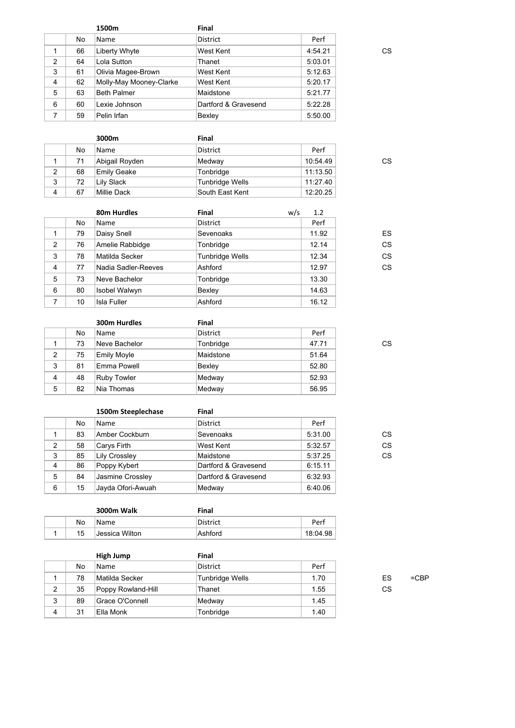### 1500m — Final

| | No | Name | District | Perf | | |
|---|---|---|---|---|---|---|
| 1 | 66 | Liberty Whyte | West Kent | 4:54.21 | CS | |
| 2 | 64 | Lola Sutton | Thanet | 5:03.01 | | |
| 3 | 61 | Olivia Magee-Brown | West Kent | 5:12.63 | | |
| 4 | 62 | Molly-May Mooney-Clarke | West Kent | 5:20.17 | | |
| 5 | 63 | Beth Palmer | Maidstone | 5:21.77 | | |
| 6 | 60 | Lexie Johnson | Dartford & Gravesend | 5:22.28 | | |
| 7 | 59 | Pelin Irfan | Bexley | 5:50.00 | | |

### 3000m — Final

| | No | Name | District | Perf | | |
|---|---|---|---|---|---|---|
| 1 | 71 | Abigail Royden | Medway | 10:54.49 | CS | |
| 2 | 68 | Emily Geake | Tonbridge | 11:13.50 | | |
| 3 | 72 | Lily Slack | Tunbridge Wells | 11:27.40 | | |
| 4 | 67 | Millie Dack | South East Kent | 12:20.25 | | |

### 80m Hurdles — Final — w/s 1.2

| | No | Name | District | Perf | | |
|---|---|---|---|---|---|---|
| 1 | 79 | Daisy Snell | Sevenoaks | 11.92 | ES | |
| 2 | 76 | Amelie Rabbidge | Tonbridge | 12.14 | CS | |
| 3 | 78 | Matilda Secker | Tunbridge Wells | 12.34 | CS | |
| 4 | 77 | Nadia Sadler-Reeves | Ashford | 12.97 | CS | |
| 5 | 73 | Neve Bachelor | Tonbridge | 13.30 | | |
| 6 | 80 | Isobel Walwyn | Bexley | 14.63 | | |
| 7 | 10 | Isla Fuller | Ashford | 16.12 | | |

### 300m Hurdles — Final

| | No | Name | District | Perf | | |
|---|---|---|---|---|---|---|
| 1 | 73 | Neve Bachelor | Tonbridge | 47.71 | CS | |
| 2 | 75 | Emily Moyle | Maidstone | 51.64 | | |
| 3 | 81 | Emma Powell | Bexley | 52.80 | | |
| 4 | 48 | Ruby Towler | Medway | 52.93 | | |
| 5 | 82 | Nia Thomas | Medway | 56.95 | | |

### 1500m Steeplechase — Final

| | No | Name | District | Perf | | |
|---|---|---|---|---|---|---|
| 1 | 83 | Amber Cockburn | Sevenoaks | 5:31.00 | CS | |
| 2 | 58 | Carys Firth | West Kent | 5:32.57 | CS | |
| 3 | 85 | Lily Crossley | Maidstone | 5:37.25 | CS | |
| 4 | 86 | Poppy Kybert | Dartford & Gravesend | 6:15.11 | | |
| 5 | 84 | Jasmine Crossley | Dartford & Gravesend | 6:32.93 | | |
| 6 | 15 | Jayda Ofori-Awuah | Medway | 6:40.06 | | |

### 3000m Walk — Final

| | No | Name | District | Perf | | |
|---|---|---|---|---|---|---|
| 1 | 15 | Jessica Wilton | Ashford | 18:04.98 | | |

### High Jump — Final

| | No | Name | District | Perf | | |
|---|---|---|---|---|---|---|
| 1 | 78 | Matilda Secker | Tunbridge Wells | 1.70 | ES | =CBP |
| 2 | 35 | Poppy Rowland-Hill | Thanet | 1.55 | CS | |
| 3 | 89 | Grace O'Connell | Medway | 1.45 | | |
| 4 | 31 | Ella Monk | Tonbridge | 1.40 | | |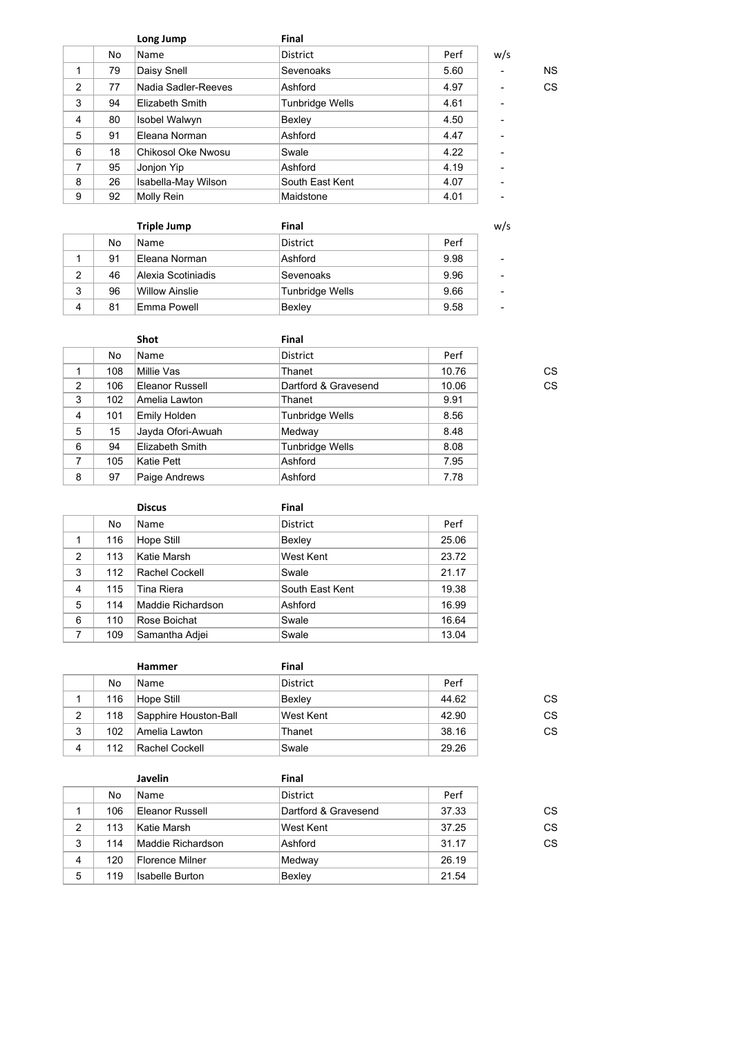| | **Long Jump** | | **Final** | | | |
|---|---|---|---|---|---|---|
| | No | Name | District | Perf | w/s | |
| 1 | 79 | Daisy Snell | Sevenoaks | 5.60 | - | NS |
| 2 | 77 | Nadia Sadler-Reeves | Ashford | 4.97 | - | CS |
| 3 | 94 | Elizabeth Smith | Tunbridge Wells | 4.61 | - | |
| 4 | 80 | Isobel Walwyn | Bexley | 4.50 | - | |
| 5 | 91 | Eleana Norman | Ashford | 4.47 | - | |
| 6 | 18 | Chikosol Oke Nwosu | Swale | 4.22 | - | |
| 7 | 95 | Jonjon Yip | Ashford | 4.19 | - | |
| 8 | 26 | Isabella-May Wilson | South East Kent | 4.07 | - | |
| 9 | 92 | Molly Rein | Maidstone | 4.01 | - | |

| | **Triple Jump** | | **Final** | | w/s |
|---|---|---|---|---|---|
| | No | Name | District | Perf | |
| 1 | 91 | Eleana Norman | Ashford | 9.98 | - |
| 2 | 46 | Alexia Scotiniadis | Sevenoaks | 9.96 | - |
| 3 | 96 | Willow Ainslie | Tunbridge Wells | 9.66 | - |
| 4 | 81 | Emma Powell | Bexley | 9.58 | - |

| | **Shot** | | **Final** | | |
|---|---|---|---|---|---|
| | No | Name | District | Perf | |
| 1 | 108 | Millie Vas | Thanet | 10.76 | CS |
| 2 | 106 | Eleanor Russell | Dartford & Gravesend | 10.06 | CS |
| 3 | 102 | Amelia Lawton | Thanet | 9.91 | |
| 4 | 101 | Emily Holden | Tunbridge Wells | 8.56 | |
| 5 | 15 | Jayda Ofori-Awuah | Medway | 8.48 | |
| 6 | 94 | Elizabeth Smith | Tunbridge Wells | 8.08 | |
| 7 | 105 | Katie Pett | Ashford | 7.95 | |
| 8 | 97 | Paige Andrews | Ashford | 7.78 | |

| | **Discus** | | **Final** | |
|---|---|---|---|---|
| | No | Name | District | Perf |
| 1 | 116 | Hope Still | Bexley | 25.06 |
| 2 | 113 | Katie Marsh | West Kent | 23.72 |
| 3 | 112 | Rachel Cockell | Swale | 21.17 |
| 4 | 115 | Tina Riera | South East Kent | 19.38 |
| 5 | 114 | Maddie Richardson | Ashford | 16.99 |
| 6 | 110 | Rose Boichat | Swale | 16.64 |
| 7 | 109 | Samantha Adjei | Swale | 13.04 |

| | **Hammer** | | **Final** | | |
|---|---|---|---|---|---|
| | No | Name | District | Perf | |
| 1 | 116 | Hope Still | Bexley | 44.62 | CS |
| 2 | 118 | Sapphire Houston-Ball | West Kent | 42.90 | CS |
| 3 | 102 | Amelia Lawton | Thanet | 38.16 | CS |
| 4 | 112 | Rachel Cockell | Swale | 29.26 | |

| | **Javelin** | | **Final** | | |
|---|---|---|---|---|---|
| | No | Name | District | Perf | |
| 1 | 106 | Eleanor Russell | Dartford & Gravesend | 37.33 | CS |
| 2 | 113 | Katie Marsh | West Kent | 37.25 | CS |
| 3 | 114 | Maddie Richardson | Ashford | 31.17 | CS |
| 4 | 120 | Florence Milner | Medway | 26.19 | |
| 5 | 119 | Isabelle Burton | Bexley | 21.54 | |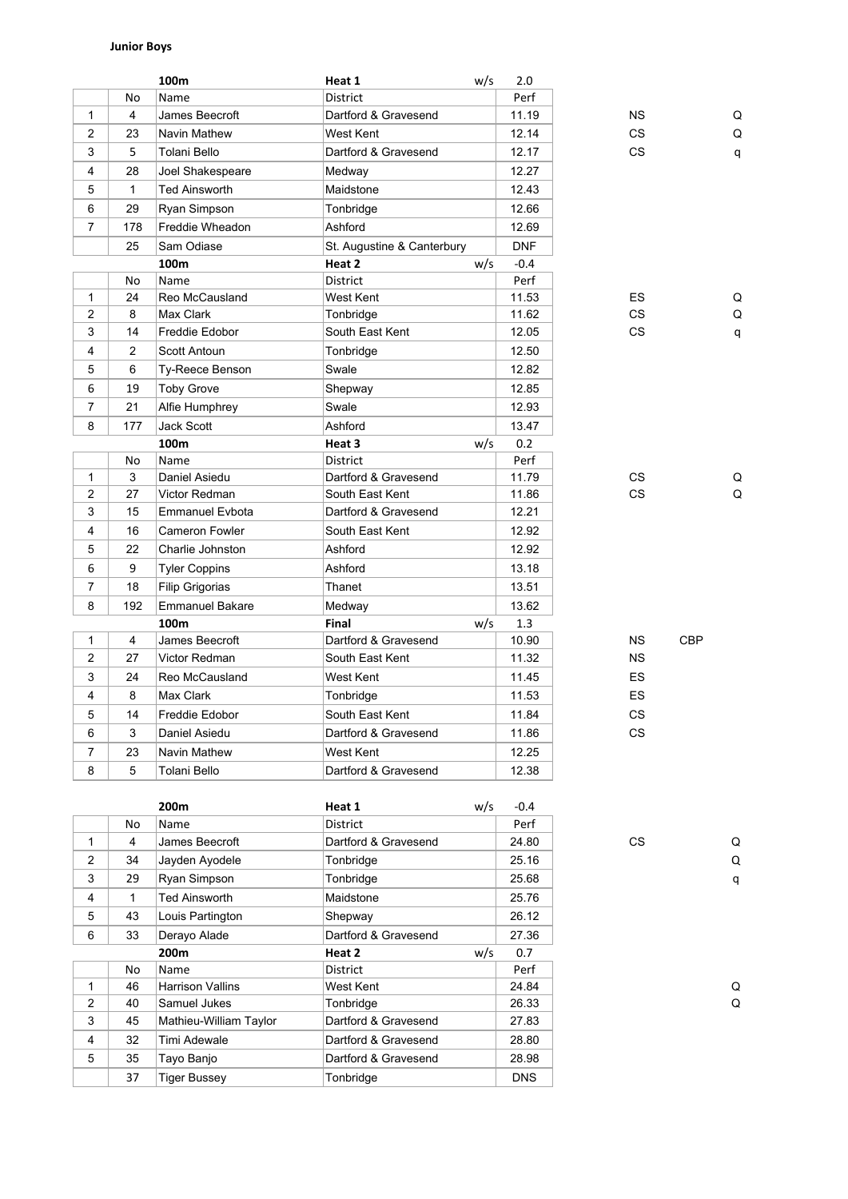**Junior Boys**

| | | 100m | Heat 1 | w/s 2.0 | | | |
|---|---|---|---|---|---|---|---|
| | No | Name | District | Perf | | | |
| 1 | 4 | James Beecroft | Dartford & Gravesend | 11.19 | NS | | Q |
| 2 | 23 | Navin Mathew | West Kent | 12.14 | CS | | Q |
| 3 | 5 | Tolani Bello | Dartford & Gravesend | 12.17 | CS | | q |
| 4 | 28 | Joel Shakespeare | Medway | 12.27 | | | |
| 5 | 1 | Ted Ainsworth | Maidstone | 12.43 | | | |
| 6 | 29 | Ryan Simpson | Tonbridge | 12.66 | | | |
| 7 | 178 | Freddie Wheadon | Ashford | 12.69 | | | |
| | 25 | Sam Odiase | St. Augustine & Canterbury | DNF | | | |
| | | **100m** | **Heat 2** | w/s -0.4 | | | |
| | No | Name | District | Perf | | | |
| 1 | 24 | Reo McCausland | West Kent | 11.53 | ES | | Q |
| 2 | 8 | Max Clark | Tonbridge | 11.62 | CS | | Q |
| 3 | 14 | Freddie Edobor | South East Kent | 12.05 | CS | | q |
| 4 | 2 | Scott Antoun | Tonbridge | 12.50 | | | |
| 5 | 6 | Ty-Reece Benson | Swale | 12.82 | | | |
| 6 | 19 | Toby Grove | Shepway | 12.85 | | | |
| 7 | 21 | Alfie Humphrey | Swale | 12.93 | | | |
| 8 | 177 | Jack Scott | Ashford | 13.47 | | | |
| | | **100m** | **Heat 3** | w/s 0.2 | | | |
| | No | Name | District | Perf | | | |
| 1 | 3 | Daniel Asiedu | Dartford & Gravesend | 11.79 | CS | | Q |
| 2 | 27 | Victor Redman | South East Kent | 11.86 | CS | | Q |
| 3 | 15 | Emmanuel Evbota | Dartford & Gravesend | 12.21 | | | |
| 4 | 16 | Cameron Fowler | South East Kent | 12.92 | | | |
| 5 | 22 | Charlie Johnston | Ashford | 12.92 | | | |
| 6 | 9 | Tyler Coppins | Ashford | 13.18 | | | |
| 7 | 18 | Filip Grigorias | Thanet | 13.51 | | | |
| 8 | 192 | Emmanuel Bakare | Medway | 13.62 | | | |
| | | **100m** | **Final** | w/s 1.3 | | | |
| 1 | 4 | James Beecroft | Dartford & Gravesend | 10.90 | NS | CBP | |
| 2 | 27 | Victor Redman | South East Kent | 11.32 | NS | | |
| 3 | 24 | Reo McCausland | West Kent | 11.45 | ES | | |
| 4 | 8 | Max Clark | Tonbridge | 11.53 | ES | | |
| 5 | 14 | Freddie Edobor | South East Kent | 11.84 | CS | | |
| 6 | 3 | Daniel Asiedu | Dartford & Gravesend | 11.86 | CS | | |
| 7 | 23 | Navin Mathew | West Kent | 12.25 | | | |
| 8 | 5 | Tolani Bello | Dartford & Gravesend | 12.38 | | | |

| | | 200m | Heat 1 | w/s -0.4 | | | |
|---|---|---|---|---|---|---|---|
| | No | Name | District | Perf | | | |
| 1 | 4 | James Beecroft | Dartford & Gravesend | 24.80 | CS | | Q |
| 2 | 34 | Jayden Ayodele | Tonbridge | 25.16 | | | Q |
| 3 | 29 | Ryan Simpson | Tonbridge | 25.68 | | | q |
| 4 | 1 | Ted Ainsworth | Maidstone | 25.76 | | | |
| 5 | 43 | Louis Partington | Shepway | 26.12 | | | |
| 6 | 33 | Derayo Alade | Dartford & Gravesend | 27.36 | | | |
| | | **200m** | **Heat 2** | w/s 0.7 | | | |
| | No | Name | District | Perf | | | |
| 1 | 46 | Harrison Vallins | West Kent | 24.84 | | | Q |
| 2 | 40 | Samuel Jukes | Tonbridge | 26.33 | | | Q |
| 3 | 45 | Mathieu-William Taylor | Dartford & Gravesend | 27.83 | | | |
| 4 | 32 | Timi Adewale | Dartford & Gravesend | 28.80 | | | |
| 5 | 35 | Tayo Banjo | Dartford & Gravesend | 28.98 | | | |
| | 37 | Tiger Bussey | Tonbridge | DNS | | | |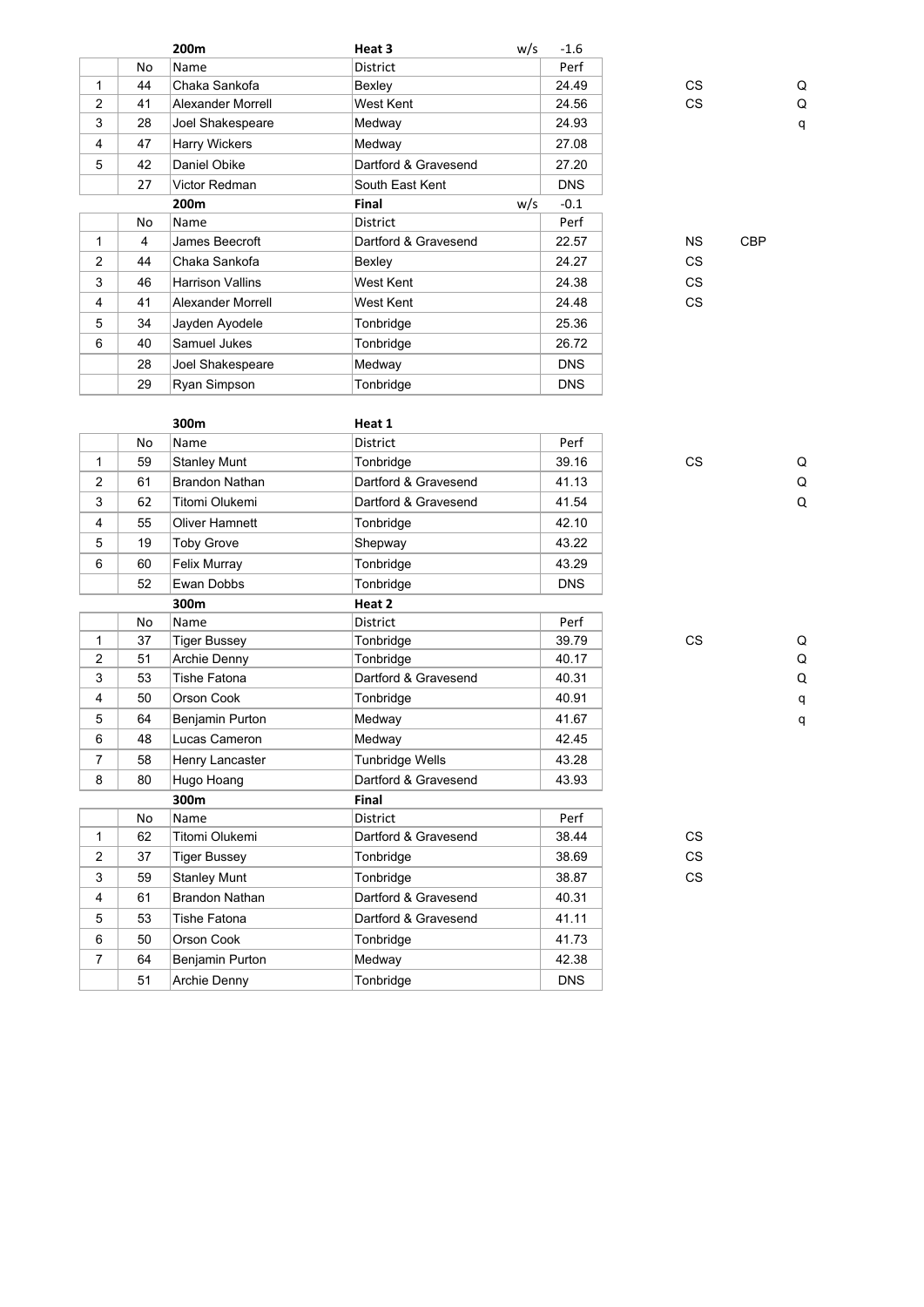| | No | 200m Name | Heat 3 District | w/s -1.6 Perf | | | |
|---|---|---|---|---|---|---|---|
| 1 | 44 | Chaka Sankofa | Bexley | 24.49 | CS | | Q |
| 2 | 41 | Alexander Morrell | West Kent | 24.56 | CS | | Q |
| 3 | 28 | Joel Shakespeare | Medway | 24.93 | | | q |
| 4 | 47 | Harry Wickers | Medway | 27.08 | | | |
| 5 | 42 | Daniel Obike | Dartford & Gravesend | 27.20 | | | |
| | 27 | Victor Redman | South East Kent | DNS | | | |

| | No | 200m Name | Final District | w/s -0.1 Perf | | |
|---|---|---|---|---|---|---|
| 1 | 4 | James Beecroft | Dartford & Gravesend | 22.57 | NS | CBP |
| 2 | 44 | Chaka Sankofa | Bexley | 24.27 | CS | |
| 3 | 46 | Harrison Vallins | West Kent | 24.38 | CS | |
| 4 | 41 | Alexander Morrell | West Kent | 24.48 | CS | |
| 5 | 34 | Jayden Ayodele | Tonbridge | 25.36 | | |
| 6 | 40 | Samuel Jukes | Tonbridge | 26.72 | | |
| | 28 | Joel Shakespeare | Medway | DNS | | |
| | 29 | Ryan Simpson | Tonbridge | DNS | | |

| | No | 300m Name | Heat 1 District | Perf | | |
|---|---|---|---|---|---|---|
| 1 | 59 | Stanley Munt | Tonbridge | 39.16 | CS | Q |
| 2 | 61 | Brandon Nathan | Dartford & Gravesend | 41.13 | | Q |
| 3 | 62 | Titomi Olukemi | Dartford & Gravesend | 41.54 | | Q |
| 4 | 55 | Oliver Hamnett | Tonbridge | 42.10 | | |
| 5 | 19 | Toby Grove | Shepway | 43.22 | | |
| 6 | 60 | Felix Murray | Tonbridge | 43.29 | | |
| | 52 | Ewan Dobbs | Tonbridge | DNS | | |

| | No | 300m Name | Heat 2 District | Perf | | |
|---|---|---|---|---|---|---|
| 1 | 37 | Tiger Bussey | Tonbridge | 39.79 | CS | Q |
| 2 | 51 | Archie Denny | Tonbridge | 40.17 | | Q |
| 3 | 53 | Tishe Fatona | Dartford & Gravesend | 40.31 | | Q |
| 4 | 50 | Orson Cook | Tonbridge | 40.91 | | q |
| 5 | 64 | Benjamin Purton | Medway | 41.67 | | q |
| 6 | 48 | Lucas Cameron | Medway | 42.45 | | |
| 7 | 58 | Henry Lancaster | Tunbridge Wells | 43.28 | | |
| 8 | 80 | Hugo Hoang | Dartford & Gravesend | 43.93 | | |

| | No | 300m Name | Final District | Perf | |
|---|---|---|---|---|---|
| 1 | 62 | Titomi Olukemi | Dartford & Gravesend | 38.44 | CS |
| 2 | 37 | Tiger Bussey | Tonbridge | 38.69 | CS |
| 3 | 59 | Stanley Munt | Tonbridge | 38.87 | CS |
| 4 | 61 | Brandon Nathan | Dartford & Gravesend | 40.31 | |
| 5 | 53 | Tishe Fatona | Dartford & Gravesend | 41.11 | |
| 6 | 50 | Orson Cook | Tonbridge | 41.73 | |
| 7 | 64 | Benjamin Purton | Medway | 42.38 | |
| | 51 | Archie Denny | Tonbridge | DNS | |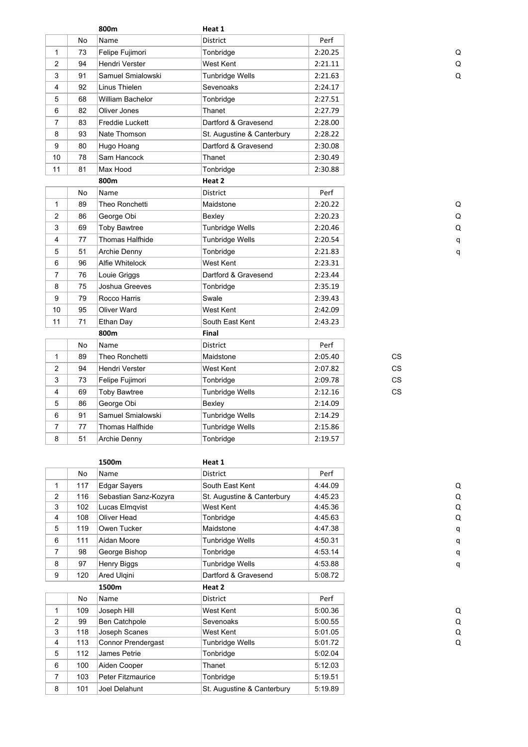### 800m Heat 1

| | No | Name | District | Perf | |
|---|---|---|---|---|---|
| 1 | 73 | Felipe Fujimori | Tonbridge | 2:20.25 | Q |
| 2 | 94 | Hendri Verster | West Kent | 2:21.11 | Q |
| 3 | 91 | Samuel Smialowski | Tunbridge Wells | 2:21.63 | Q |
| 4 | 92 | Linus Thielen | Sevenoaks | 2:24.17 | |
| 5 | 68 | William Bachelor | Tonbridge | 2:27.51 | |
| 6 | 82 | Oliver Jones | Thanet | 2:27.79 | |
| 7 | 83 | Freddie Luckett | Dartford & Gravesend | 2:28.00 | |
| 8 | 93 | Nate Thomson | St. Augustine & Canterbury | 2:28.22 | |
| 9 | 80 | Hugo Hoang | Dartford & Gravesend | 2:30.08 | |
| 10 | 78 | Sam Hancock | Thanet | 2:30.49 | |
| 11 | 81 | Max Hood | Tonbridge | 2:30.88 | |

### 800m Heat 2

| | No | Name | District | Perf | |
|---|---|---|---|---|---|
| 1 | 89 | Theo Ronchetti | Maidstone | 2:20.22 | Q |
| 2 | 86 | George Obi | Bexley | 2:20.23 | Q |
| 3 | 69 | Toby Bawtree | Tunbridge Wells | 2:20.46 | Q |
| 4 | 77 | Thomas Halfhide | Tunbridge Wells | 2:20.54 | q |
| 5 | 51 | Archie Denny | Tonbridge | 2:21.83 | q |
| 6 | 96 | Alfie Whitelock | West Kent | 2:23.31 | |
| 7 | 76 | Louie Griggs | Dartford & Gravesend | 2:23.44 | |
| 8 | 75 | Joshua Greeves | Tonbridge | 2:35.19 | |
| 9 | 79 | Rocco Harris | Swale | 2:39.43 | |
| 10 | 95 | Oliver Ward | West Kent | 2:42.09 | |
| 11 | 71 | Ethan Day | South East Kent | 2:43.23 | |

### 800m Final

| | No | Name | District | Perf | |
|---|---|---|---|---|---|
| 1 | 89 | Theo Ronchetti | Maidstone | 2:05.40 | CS |
| 2 | 94 | Hendri Verster | West Kent | 2:07.82 | CS |
| 3 | 73 | Felipe Fujimori | Tonbridge | 2:09.78 | CS |
| 4 | 69 | Toby Bawtree | Tunbridge Wells | 2:12.16 | CS |
| 5 | 86 | George Obi | Bexley | 2:14.09 | |
| 6 | 91 | Samuel Smialowski | Tunbridge Wells | 2:14.29 | |
| 7 | 77 | Thomas Halfhide | Tunbridge Wells | 2:15.86 | |
| 8 | 51 | Archie Denny | Tonbridge | 2:19.57 | |

### 1500m Heat 1

| | No | Name | District | Perf | |
|---|---|---|---|---|---|
| 1 | 117 | Edgar Sayers | South East Kent | 4:44.09 | Q |
| 2 | 116 | Sebastian Sanz-Kozyra | St. Augustine & Canterbury | 4:45.23 | Q |
| 3 | 102 | Lucas Elmqvist | West Kent | 4:45.36 | Q |
| 4 | 108 | Oliver Head | Tonbridge | 4:45.63 | Q |
| 5 | 119 | Owen Tucker | Maidstone | 4:47.38 | q |
| 6 | 111 | Aidan Moore | Tunbridge Wells | 4:50.31 | q |
| 7 | 98 | George Bishop | Tonbridge | 4:53.14 | q |
| 8 | 97 | Henry Biggs | Tunbridge Wells | 4:53.88 | q |
| 9 | 120 | Ared Ulqini | Dartford & Gravesend | 5:08.72 | |

### 1500m Heat 2

| | No | Name | District | Perf | |
|---|---|---|---|---|---|
| 1 | 109 | Joseph Hill | West Kent | 5:00.36 | Q |
| 2 | 99 | Ben Catchpole | Sevenoaks | 5:00.55 | Q |
| 3 | 118 | Joseph Scanes | West Kent | 5:01.05 | Q |
| 4 | 113 | Connor Prendergast | Tunbridge Wells | 5:01.72 | Q |
| 5 | 112 | James Petrie | Tonbridge | 5:02.04 | |
| 6 | 100 | Aiden Cooper | Thanet | 5:12.03 | |
| 7 | 103 | Peter Fitzmaurice | Tonbridge | 5:19.51 | |
| 8 | 101 | Joel Delahunt | St. Augustine & Canterbury | 5:19.89 | |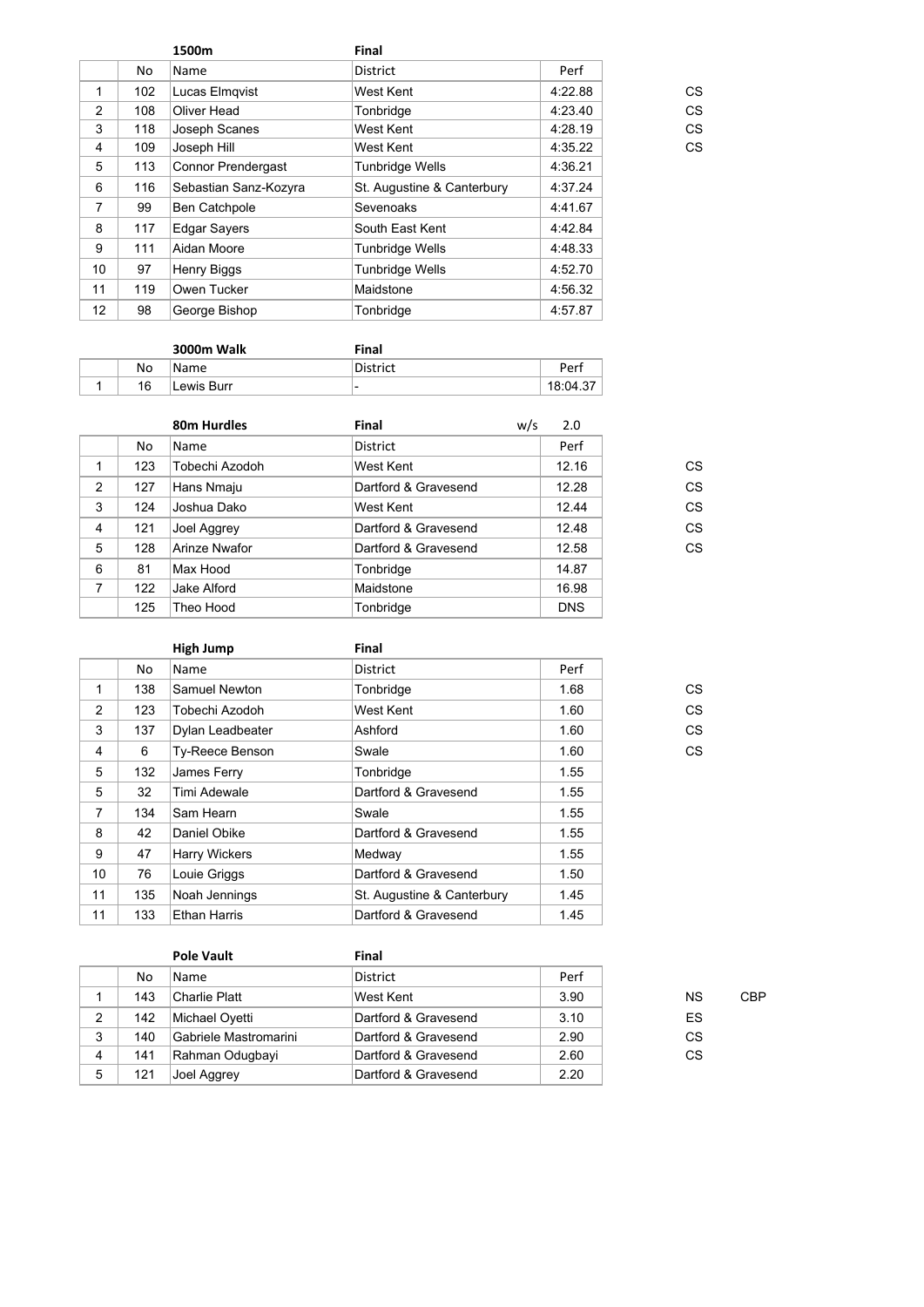### 1500m — Final

| | No | Name | District | Perf | |
|---|---|---|---|---|---|
| 1 | 102 | Lucas Elmqvist | West Kent | 4:22.88 | CS |
| 2 | 108 | Oliver Head | Tonbridge | 4:23.40 | CS |
| 3 | 118 | Joseph Scanes | West Kent | 4:28.19 | CS |
| 4 | 109 | Joseph Hill | West Kent | 4:35.22 | CS |
| 5 | 113 | Connor Prendergast | Tunbridge Wells | 4:36.21 | |
| 6 | 116 | Sebastian Sanz-Kozyra | St. Augustine & Canterbury | 4:37.24 | |
| 7 | 99 | Ben Catchpole | Sevenoaks | 4:41.67 | |
| 8 | 117 | Edgar Sayers | South East Kent | 4:42.84 | |
| 9 | 111 | Aidan Moore | Tunbridge Wells | 4:48.33 | |
| 10 | 97 | Henry Biggs | Tunbridge Wells | 4:52.70 | |
| 11 | 119 | Owen Tucker | Maidstone | 4:56.32 | |
| 12 | 98 | George Bishop | Tonbridge | 4:57.87 | |

### 3000m Walk — Final

| | No | Name | District | Perf |
|---|---|---|---|---|
| 1 | 16 | Lewis Burr | - | 18:04.37 |

### 80m Hurdles — Final — w/s 2.0

| | No | Name | District | Perf | |
|---|---|---|---|---|---|
| 1 | 123 | Tobechi Azodoh | West Kent | 12.16 | CS |
| 2 | 127 | Hans Nmaju | Dartford & Gravesend | 12.28 | CS |
| 3 | 124 | Joshua Dako | West Kent | 12.44 | CS |
| 4 | 121 | Joel Aggrey | Dartford & Gravesend | 12.48 | CS |
| 5 | 128 | Arinze Nwafor | Dartford & Gravesend | 12.58 | CS |
| 6 | 81 | Max Hood | Tonbridge | 14.87 | |
| 7 | 122 | Jake Alford | Maidstone | 16.98 | |
| | 125 | Theo Hood | Tonbridge | DNS | |

### High Jump — Final

| | No | Name | District | Perf | |
|---|---|---|---|---|---|
| 1 | 138 | Samuel Newton | Tonbridge | 1.68 | CS |
| 2 | 123 | Tobechi Azodoh | West Kent | 1.60 | CS |
| 3 | 137 | Dylan Leadbeater | Ashford | 1.60 | CS |
| 4 | 6 | Ty-Reece Benson | Swale | 1.60 | CS |
| 5 | 132 | James Ferry | Tonbridge | 1.55 | |
| 5 | 32 | Timi Adewale | Dartford & Gravesend | 1.55 | |
| 7 | 134 | Sam Hearn | Swale | 1.55 | |
| 8 | 42 | Daniel Obike | Dartford & Gravesend | 1.55 | |
| 9 | 47 | Harry Wickers | Medway | 1.55 | |
| 10 | 76 | Louie Griggs | Dartford & Gravesend | 1.50 | |
| 11 | 135 | Noah Jennings | St. Augustine & Canterbury | 1.45 | |
| 11 | 133 | Ethan Harris | Dartford & Gravesend | 1.45 | |

### Pole Vault — Final

| | No | Name | District | Perf | | |
|---|---|---|---|---|---|---|
| 1 | 143 | Charlie Platt | West Kent | 3.90 | NS | CBP |
| 2 | 142 | Michael Oyetti | Dartford & Gravesend | 3.10 | ES | |
| 3 | 140 | Gabriele Mastromarini | Dartford & Gravesend | 2.90 | CS | |
| 4 | 141 | Rahman Odugbayi | Dartford & Gravesend | 2.60 | CS | |
| 5 | 121 | Joel Aggrey | Dartford & Gravesend | 2.20 | | |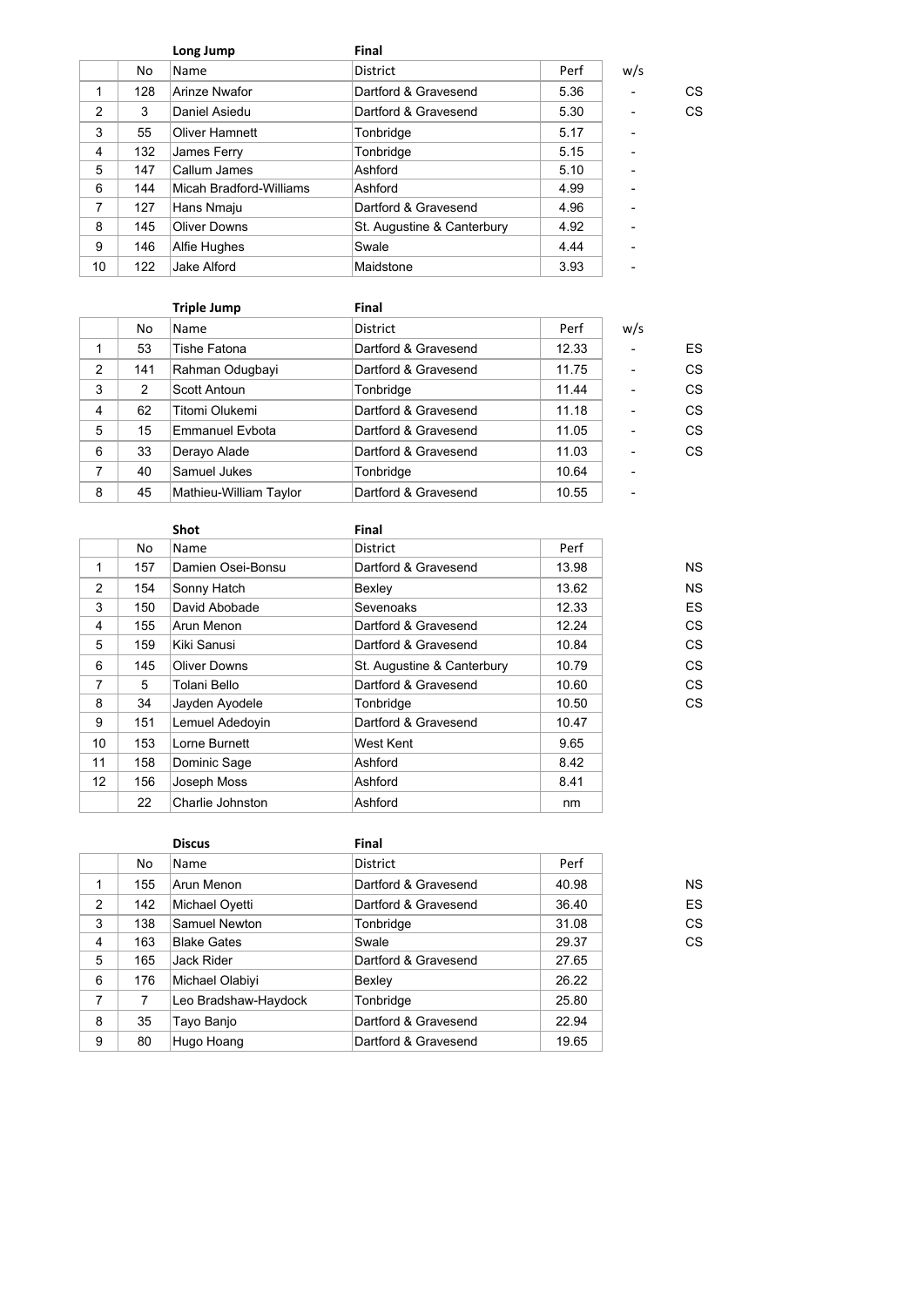### Long Jump — Final

| | No | Name | District | Perf | w/s | |
|---|---|---|---|---|---|---|
| 1 | 128 | Arinze Nwafor | Dartford & Gravesend | 5.36 | - | CS |
| 2 | 3 | Daniel Asiedu | Dartford & Gravesend | 5.30 | - | CS |
| 3 | 55 | Oliver Hamnett | Tonbridge | 5.17 | - | |
| 4 | 132 | James Ferry | Tonbridge | 5.15 | - | |
| 5 | 147 | Callum James | Ashford | 5.10 | - | |
| 6 | 144 | Micah Bradford-Williams | Ashford | 4.99 | - | |
| 7 | 127 | Hans Nmaju | Dartford & Gravesend | 4.96 | - | |
| 8 | 145 | Oliver Downs | St. Augustine & Canterbury | 4.92 | - | |
| 9 | 146 | Alfie Hughes | Swale | 4.44 | - | |
| 10 | 122 | Jake Alford | Maidstone | 3.93 | - | |

### Triple Jump — Final

| | No | Name | District | Perf | w/s | |
|---|---|---|---|---|---|---|
| 1 | 53 | Tishe Fatona | Dartford & Gravesend | 12.33 | - | ES |
| 2 | 141 | Rahman Odugbayi | Dartford & Gravesend | 11.75 | - | CS |
| 3 | 2 | Scott Antoun | Tonbridge | 11.44 | - | CS |
| 4 | 62 | Titomi Olukemi | Dartford & Gravesend | 11.18 | - | CS |
| 5 | 15 | Emmanuel Evbota | Dartford & Gravesend | 11.05 | - | CS |
| 6 | 33 | Derayo Alade | Dartford & Gravesend | 11.03 | - | CS |
| 7 | 40 | Samuel Jukes | Tonbridge | 10.64 | - | |
| 8 | 45 | Mathieu-William Taylor | Dartford & Gravesend | 10.55 | - | |

### Shot — Final

| | No | Name | District | Perf | |
|---|---|---|---|---|---|
| 1 | 157 | Damien Osei-Bonsu | Dartford & Gravesend | 13.98 | NS |
| 2 | 154 | Sonny Hatch | Bexley | 13.62 | NS |
| 3 | 150 | David Abobade | Sevenoaks | 12.33 | ES |
| 4 | 155 | Arun Menon | Dartford & Gravesend | 12.24 | CS |
| 5 | 159 | Kiki Sanusi | Dartford & Gravesend | 10.84 | CS |
| 6 | 145 | Oliver Downs | St. Augustine & Canterbury | 10.79 | CS |
| 7 | 5 | Tolani Bello | Dartford & Gravesend | 10.60 | CS |
| 8 | 34 | Jayden Ayodele | Tonbridge | 10.50 | CS |
| 9 | 151 | Lemuel Adedoyin | Dartford & Gravesend | 10.47 | |
| 10 | 153 | Lorne Burnett | West Kent | 9.65 | |
| 11 | 158 | Dominic Sage | Ashford | 8.42 | |
| 12 | 156 | Joseph Moss | Ashford | 8.41 | |
| | 22 | Charlie Johnston | Ashford | nm | |

### Discus — Final

| | No | Name | District | Perf | |
|---|---|---|---|---|---|
| 1 | 155 | Arun Menon | Dartford & Gravesend | 40.98 | NS |
| 2 | 142 | Michael Oyetti | Dartford & Gravesend | 36.40 | ES |
| 3 | 138 | Samuel Newton | Tonbridge | 31.08 | CS |
| 4 | 163 | Blake Gates | Swale | 29.37 | CS |
| 5 | 165 | Jack Rider | Dartford & Gravesend | 27.65 | |
| 6 | 176 | Michael Olabiyi | Bexley | 26.22 | |
| 7 | 7 | Leo Bradshaw-Haydock | Tonbridge | 25.80 | |
| 8 | 35 | Tayo Banjo | Dartford & Gravesend | 22.94 | |
| 9 | 80 | Hugo Hoang | Dartford & Gravesend | 19.65 | |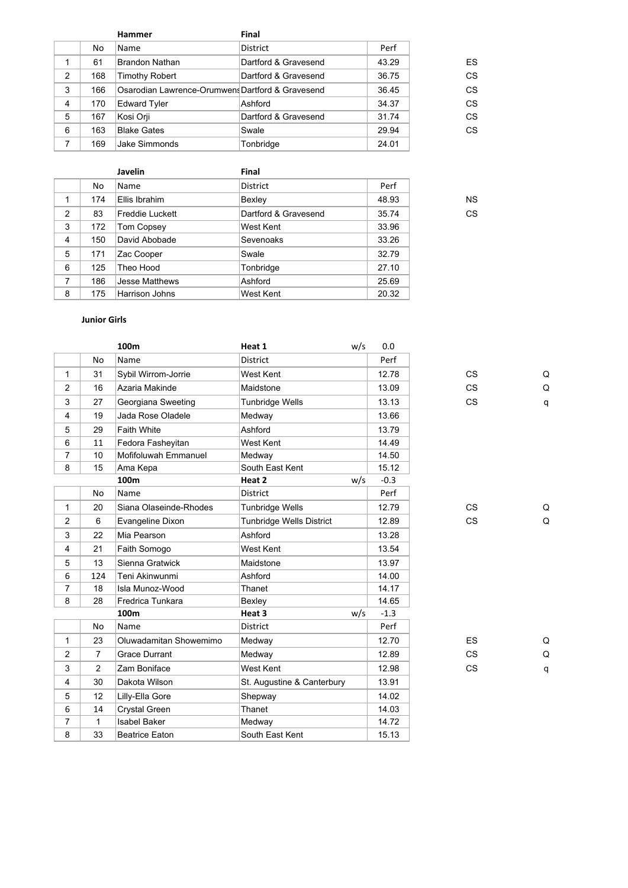| | No | Hammer<br>Name | Final<br>District | Perf | |
|---|---|---|---|---|---|
| 1 | 61 | Brandon Nathan | Dartford & Gravesend | 43.29 | ES |
| 2 | 168 | Timothy Robert | Dartford & Gravesend | 36.75 | CS |
| 3 | 166 | Osarodian Lawrence-Orumwens | Dartford & Gravesend | 36.45 | CS |
| 4 | 170 | Edward Tyler | Ashford | 34.37 | CS |
| 5 | 167 | Kosi Orji | Dartford & Gravesend | 31.74 | CS |
| 6 | 163 | Blake Gates | Swale | 29.94 | CS |
| 7 | 169 | Jake Simmonds | Tonbridge | 24.01 | |

| | No | Javelin<br>Name | Final<br>District | Perf | |
|---|---|---|---|---|---|
| 1 | 174 | Ellis Ibrahim | Bexley | 48.93 | NS |
| 2 | 83 | Freddie Luckett | Dartford & Gravesend | 35.74 | CS |
| 3 | 172 | Tom Copsey | West Kent | 33.96 | |
| 4 | 150 | David Abobade | Sevenoaks | 33.26 | |
| 5 | 171 | Zac Cooper | Swale | 32.79 | |
| 6 | 125 | Theo Hood | Tonbridge | 27.10 | |
| 7 | 186 | Jesse Matthews | Ashford | 25.69 | |
| 8 | 175 | Harrison Johns | West Kent | 20.32 | |

**Junior Girls**

| | No | 100m<br>Name | Heat 1 w/s 0.0<br>District | Perf | | |
|---|---|---|---|---|---|---|
| 1 | 31 | Sybil Wirrom-Jorrie | West Kent | 12.78 | CS | Q |
| 2 | 16 | Azaria Makinde | Maidstone | 13.09 | CS | Q |
| 3 | 27 | Georgiana Sweeting | Tunbridge Wells | 13.13 | CS | q |
| 4 | 19 | Jada Rose Oladele | Medway | 13.66 | | |
| 5 | 29 | Faith White | Ashford | 13.79 | | |
| 6 | 11 | Fedora Fasheyitan | West Kent | 14.49 | | |
| 7 | 10 | Mofifoluwah Emmanuel | Medway | 14.50 | | |
| 8 | 15 | Ama Kepa | South East Kent | 15.12 | | |

| | No | 100m<br>Name | Heat 2 w/s -0.3<br>District | Perf | | |
|---|---|---|---|---|---|---|
| 1 | 20 | Siana Olaseinde-Rhodes | Tunbridge Wells | 12.79 | CS | Q |
| 2 | 6 | Evangeline Dixon | Tunbridge Wells District | 12.89 | CS | Q |
| 3 | 22 | Mia Pearson | Ashford | 13.28 | | |
| 4 | 21 | Faith Somogo | West Kent | 13.54 | | |
| 5 | 13 | Sienna Gratwick | Maidstone | 13.97 | | |
| 6 | 124 | Teni Akinwunmi | Ashford | 14.00 | | |
| 7 | 18 | Isla Munoz-Wood | Thanet | 14.17 | | |
| 8 | 28 | Fredrica Tunkara | Bexley | 14.65 | | |

| | No | 100m<br>Name | Heat 3 w/s -1.3<br>District | Perf | | |
|---|---|---|---|---|---|---|
| 1 | 23 | Oluwadamitan Showemimo | Medway | 12.70 | ES | Q |
| 2 | 7 | Grace Durrant | Medway | 12.89 | CS | Q |
| 3 | 2 | Zam Boniface | West Kent | 12.98 | CS | q |
| 4 | 30 | Dakota Wilson | St. Augustine & Canterbury | 13.91 | | |
| 5 | 12 | Lilly-Ella Gore | Shepway | 14.02 | | |
| 6 | 14 | Crystal Green | Thanet | 14.03 | | |
| 7 | 1 | Isabel Baker | Medway | 14.72 | | |
| 8 | 33 | Beatrice Eaton | South East Kent | 15.13 | | |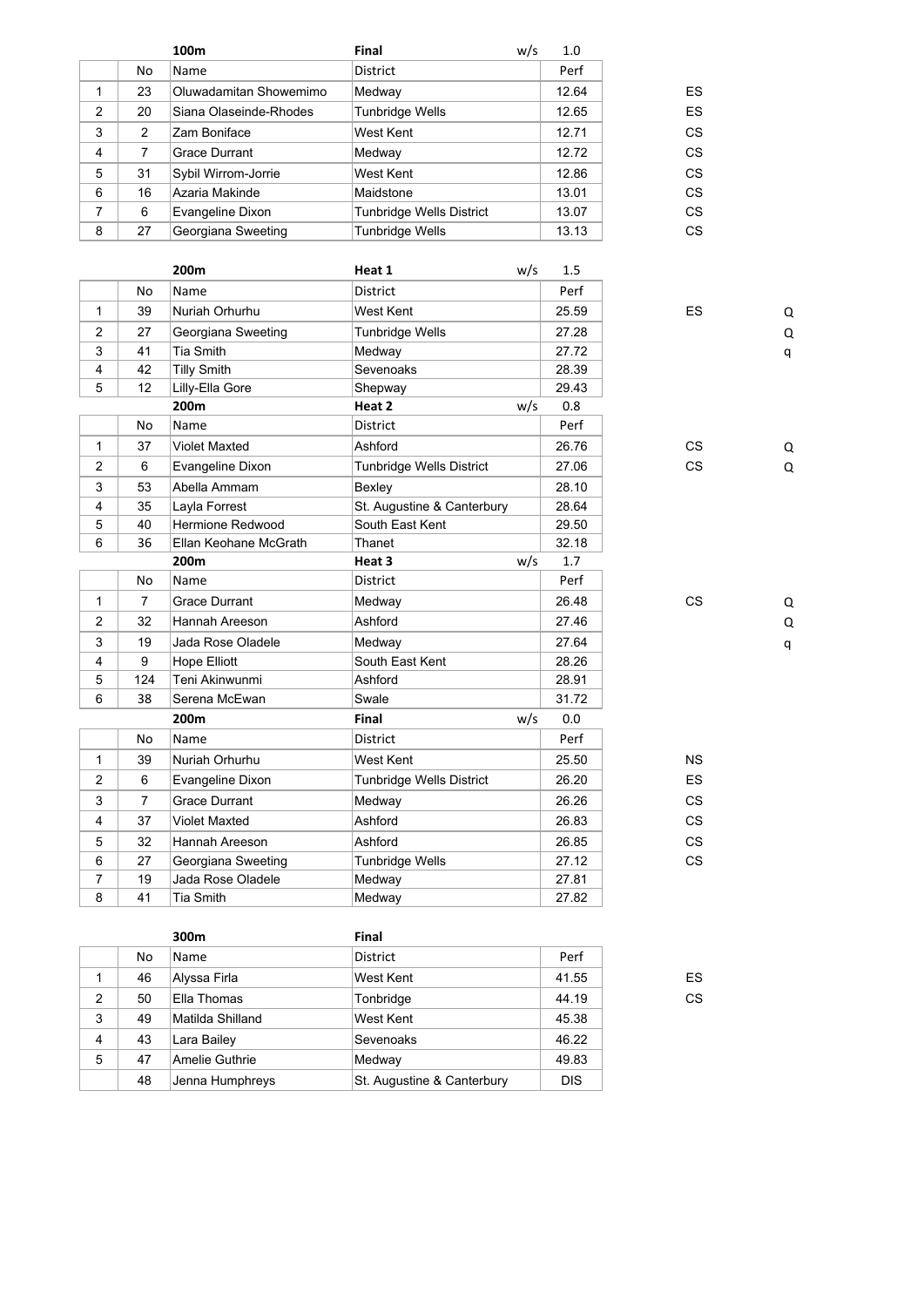| | | 100m | Final | w/s 1.0 | |
|---|---|---|---|---|---|
| | No | Name | District | Perf | |
| 1 | 23 | Oluwadamitan Showemimo | Medway | 12.64 | ES |
| 2 | 20 | Siana Olaseinde-Rhodes | Tunbridge Wells | 12.65 | ES |
| 3 | 2 | Zam Boniface | West Kent | 12.71 | CS |
| 4 | 7 | Grace Durrant | Medway | 12.72 | CS |
| 5 | 31 | Sybil Wirrom-Jorrie | West Kent | 12.86 | CS |
| 6 | 16 | Azaria Makinde | Maidstone | 13.01 | CS |
| 7 | 6 | Evangeline Dixon | Tunbridge Wells District | 13.07 | CS |
| 8 | 27 | Georgiana Sweeting | Tunbridge Wells | 13.13 | CS |

| | | 200m | Heat 1 | w/s 1.5 | | |
|---|---|---|---|---|---|---|
| | No | Name | District | Perf | | |
| 1 | 39 | Nuriah Orhurhu | West Kent | 25.59 | ES | Q |
| 2 | 27 | Georgiana Sweeting | Tunbridge Wells | 27.28 | | Q |
| 3 | 41 | Tia Smith | Medway | 27.72 | | q |
| 4 | 42 | Tilly Smith | Sevenoaks | 28.39 | | |
| 5 | 12 | Lilly-Ella Gore | Shepway | 29.43 | | |
| | | **200m** | **Heat 2** | **w/s 0.8** | | |
| | No | Name | District | Perf | | |
| 1 | 37 | Violet Maxted | Ashford | 26.76 | CS | Q |
| 2 | 6 | Evangeline Dixon | Tunbridge Wells District | 27.06 | CS | Q |
| 3 | 53 | Abella Ammam | Bexley | 28.10 | | |
| 4 | 35 | Layla Forrest | St. Augustine & Canterbury | 28.64 | | |
| 5 | 40 | Hermione Redwood | South East Kent | 29.50 | | |
| 6 | 36 | Ellan Keohane McGrath | Thanet | 32.18 | | |
| | | **200m** | **Heat 3** | **w/s 1.7** | | |
| | No | Name | District | Perf | | |
| 1 | 7 | Grace Durrant | Medway | 26.48 | CS | Q |
| 2 | 32 | Hannah Areeson | Ashford | 27.46 | | Q |
| 3 | 19 | Jada Rose Oladele | Medway | 27.64 | | q |
| 4 | 9 | Hope Elliott | South East Kent | 28.26 | | |
| 5 | 124 | Teni Akinwunmi | Ashford | 28.91 | | |
| 6 | 38 | Serena McEwan | Swale | 31.72 | | |
| | | **200m** | **Final** | **w/s 0.0** | | |
| | No | Name | District | Perf | | |
| 1 | 39 | Nuriah Orhurhu | West Kent | 25.50 | NS | |
| 2 | 6 | Evangeline Dixon | Tunbridge Wells District | 26.20 | ES | |
| 3 | 7 | Grace Durrant | Medway | 26.26 | CS | |
| 4 | 37 | Violet Maxted | Ashford | 26.83 | CS | |
| 5 | 32 | Hannah Areeson | Ashford | 26.85 | CS | |
| 6 | 27 | Georgiana Sweeting | Tunbridge Wells | 27.12 | CS | |
| 7 | 19 | Jada Rose Oladele | Medway | 27.81 | | |
| 8 | 41 | Tia Smith | Medway | 27.82 | | |

| | | 300m | Final | | |
|---|---|---|---|---|---|
| | No | Name | District | Perf | |
| 1 | 46 | Alyssa Firla | West Kent | 41.55 | ES |
| 2 | 50 | Ella Thomas | Tonbridge | 44.19 | CS |
| 3 | 49 | Matilda Shilland | West Kent | 45.38 | |
| 4 | 43 | Lara Bailey | Sevenoaks | 46.22 | |
| 5 | 47 | Amelie Guthrie | Medway | 49.83 | |
| | 48 | Jenna Humphreys | St. Augustine & Canterbury | DIS | |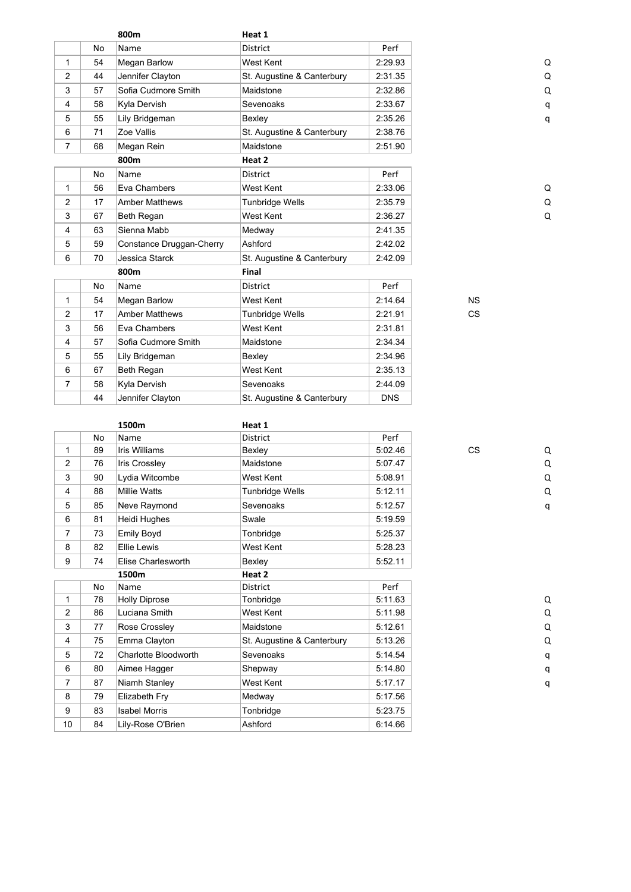| | No | Name | District | Perf | | |
|---|---|---|---|---|---|---|
| | | **800m** | **Heat 1** | | | |
| 1 | 54 | Megan Barlow | West Kent | 2:29.93 | | Q |
| 2 | 44 | Jennifer Clayton | St. Augustine & Canterbury | 2:31.35 | | Q |
| 3 | 57 | Sofia Cudmore Smith | Maidstone | 2:32.86 | | Q |
| 4 | 58 | Kyla Dervish | Sevenoaks | 2:33.67 | | q |
| 5 | 55 | Lily Bridgeman | Bexley | 2:35.26 | | q |
| 6 | 71 | Zoe Vallis | St. Augustine & Canterbury | 2:38.76 | | |
| 7 | 68 | Megan Rein | Maidstone | 2:51.90 | | |

| | No | Name | District | Perf | | |
|---|---|---|---|---|---|---|
| | | **800m** | **Heat 2** | | | |
| 1 | 56 | Eva Chambers | West Kent | 2:33.06 | | Q |
| 2 | 17 | Amber Matthews | Tunbridge Wells | 2:35.79 | | Q |
| 3 | 67 | Beth Regan | West Kent | 2:36.27 | | Q |
| 4 | 63 | Sienna Mabb | Medway | 2:41.35 | | |
| 5 | 59 | Constance Druggan-Cherry | Ashford | 2:42.02 | | |
| 6 | 70 | Jessica Starck | St. Augustine & Canterbury | 2:42.09 | | |

| | No | Name | District | Perf | |
|---|---|---|---|---|---|
| | | **800m** | **Final** | | |
| 1 | 54 | Megan Barlow | West Kent | 2:14.64 | NS |
| 2 | 17 | Amber Matthews | Tunbridge Wells | 2:21.91 | CS |
| 3 | 56 | Eva Chambers | West Kent | 2:31.81 | |
| 4 | 57 | Sofia Cudmore Smith | Maidstone | 2:34.34 | |
| 5 | 55 | Lily Bridgeman | Bexley | 2:34.96 | |
| 6 | 67 | Beth Regan | West Kent | 2:35.13 | |
| 7 | 58 | Kyla Dervish | Sevenoaks | 2:44.09 | |
| | 44 | Jennifer Clayton | St. Augustine & Canterbury | DNS | |

| | No | Name | District | Perf | | |
|---|---|---|---|---|---|---|
| | | **1500m** | **Heat 1** | | | |
| 1 | 89 | Iris Williams | Bexley | 5:02.46 | CS | Q |
| 2 | 76 | Iris Crossley | Maidstone | 5:07.47 | | Q |
| 3 | 90 | Lydia Witcombe | West Kent | 5:08.91 | | Q |
| 4 | 88 | Millie Watts | Tunbridge Wells | 5:12.11 | | Q |
| 5 | 85 | Neve Raymond | Sevenoaks | 5:12.57 | | q |
| 6 | 81 | Heidi Hughes | Swale | 5:19.59 | | |
| 7 | 73 | Emily Boyd | Tonbridge | 5:25.37 | | |
| 8 | 82 | Ellie Lewis | West Kent | 5:28.23 | | |
| 9 | 74 | Elise Charlesworth | Bexley | 5:52.11 | | |

| | No | Name | District | Perf | | |
|---|---|---|---|---|---|---|
| | | **1500m** | **Heat 2** | | | |
| 1 | 78 | Holly Diprose | Tonbridge | 5:11.63 | | Q |
| 2 | 86 | Luciana Smith | West Kent | 5:11.98 | | Q |
| 3 | 77 | Rose Crossley | Maidstone | 5:12.61 | | Q |
| 4 | 75 | Emma Clayton | St. Augustine & Canterbury | 5:13.26 | | Q |
| 5 | 72 | Charlotte Bloodworth | Sevenoaks | 5:14.54 | | q |
| 6 | 80 | Aimee Hagger | Shepway | 5:14.80 | | q |
| 7 | 87 | Niamh Stanley | West Kent | 5:17.17 | | q |
| 8 | 79 | Elizabeth Fry | Medway | 5:17.56 | | |
| 9 | 83 | Isabel Morris | Tonbridge | 5:23.75 | | |
| 10 | 84 | Lily-Rose O'Brien | Ashford | 6:14.66 | | |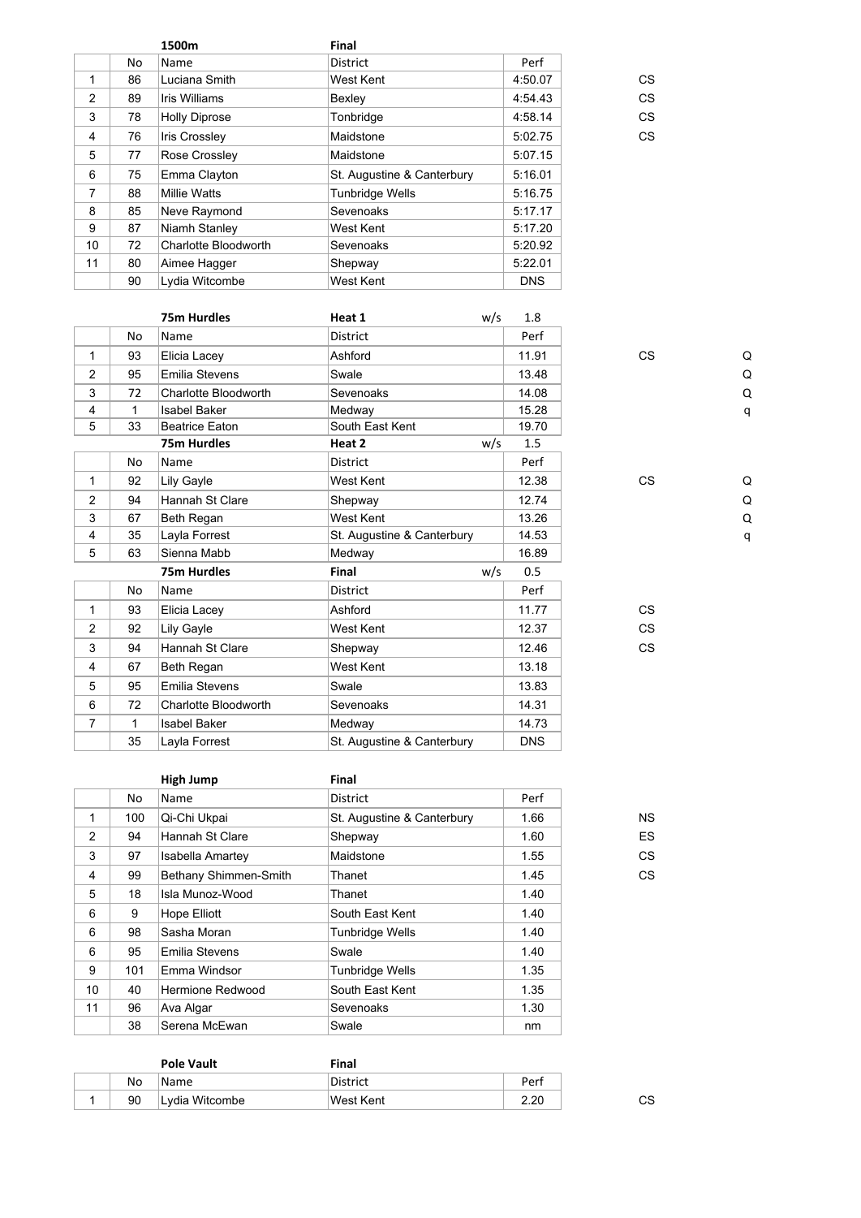| | No | 1500m<br>Name | Final<br>District | Perf | | |
|---|---|---|---|---|---|---|
| 1 | 86 | Luciana Smith | West Kent | 4:50.07 | CS | |
| 2 | 89 | Iris Williams | Bexley | 4:54.43 | CS | |
| 3 | 78 | Holly Diprose | Tonbridge | 4:58.14 | CS | |
| 4 | 76 | Iris Crossley | Maidstone | 5:02.75 | CS | |
| 5 | 77 | Rose Crossley | Maidstone | 5:07.15 | | |
| 6 | 75 | Emma Clayton | St. Augustine & Canterbury | 5:16.01 | | |
| 7 | 88 | Millie Watts | Tunbridge Wells | 5:16.75 | | |
| 8 | 85 | Neve Raymond | Sevenoaks | 5:17.17 | | |
| 9 | 87 | Niamh Stanley | West Kent | 5:17.20 | | |
| 10 | 72 | Charlotte Bloodworth | Sevenoaks | 5:20.92 | | |
| 11 | 80 | Aimee Hagger | Shepway | 5:22.01 | | |
| | 90 | Lydia Witcombe | West Kent | DNS | | |

| | No | 75m Hurdles<br>Name | Heat 1 w/s 1.8<br>District | Perf | | |
|---|---|---|---|---|---|---|
| 1 | 93 | Elicia Lacey | Ashford | 11.91 | CS | Q |
| 2 | 95 | Emilia Stevens | Swale | 13.48 | | Q |
| 3 | 72 | Charlotte Bloodworth | Sevenoaks | 14.08 | | Q |
| 4 | 1 | Isabel Baker | Medway | 15.28 | | q |
| 5 | 33 | Beatrice Eaton | South East Kent | 19.70 | | |

| | No | 75m Hurdles<br>Name | Heat 2 w/s 1.5<br>District | Perf | | |
|---|---|---|---|---|---|---|
| 1 | 92 | Lily Gayle | West Kent | 12.38 | CS | Q |
| 2 | 94 | Hannah St Clare | Shepway | 12.74 | | Q |
| 3 | 67 | Beth Regan | West Kent | 13.26 | | Q |
| 4 | 35 | Layla Forrest | St. Augustine & Canterbury | 14.53 | | q |
| 5 | 63 | Sienna Mabb | Medway | 16.89 | | |

| | No | 75m Hurdles<br>Name | Final w/s 0.5<br>District | Perf | |
|---|---|---|---|---|---|
| 1 | 93 | Elicia Lacey | Ashford | 11.77 | CS |
| 2 | 92 | Lily Gayle | West Kent | 12.37 | CS |
| 3 | 94 | Hannah St Clare | Shepway | 12.46 | CS |
| 4 | 67 | Beth Regan | West Kent | 13.18 | |
| 5 | 95 | Emilia Stevens | Swale | 13.83 | |
| 6 | 72 | Charlotte Bloodworth | Sevenoaks | 14.31 | |
| 7 | 1 | Isabel Baker | Medway | 14.73 | |
| | 35 | Layla Forrest | St. Augustine & Canterbury | DNS | |

| | No | High Jump<br>Name | Final<br>District | Perf | |
|---|---|---|---|---|---|
| 1 | 100 | Qi-Chi Ukpai | St. Augustine & Canterbury | 1.66 | NS |
| 2 | 94 | Hannah St Clare | Shepway | 1.60 | ES |
| 3 | 97 | Isabella Amartey | Maidstone | 1.55 | CS |
| 4 | 99 | Bethany Shimmen-Smith | Thanet | 1.45 | CS |
| 5 | 18 | Isla Munoz-Wood | Thanet | 1.40 | |
| 6 | 9 | Hope Elliott | South East Kent | 1.40 | |
| 6 | 98 | Sasha Moran | Tunbridge Wells | 1.40 | |
| 6 | 95 | Emilia Stevens | Swale | 1.40 | |
| 9 | 101 | Emma Windsor | Tunbridge Wells | 1.35 | |
| 10 | 40 | Hermione Redwood | South East Kent | 1.35 | |
| 11 | 96 | Ava Algar | Sevenoaks | 1.30 | |
| | 38 | Serena McEwan | Swale | nm | |

| | No | Pole Vault<br>Name | Final<br>District | Perf | |
|---|---|---|---|---|---|
| 1 | 90 | Lydia Witcombe | West Kent | 2.20 | CS |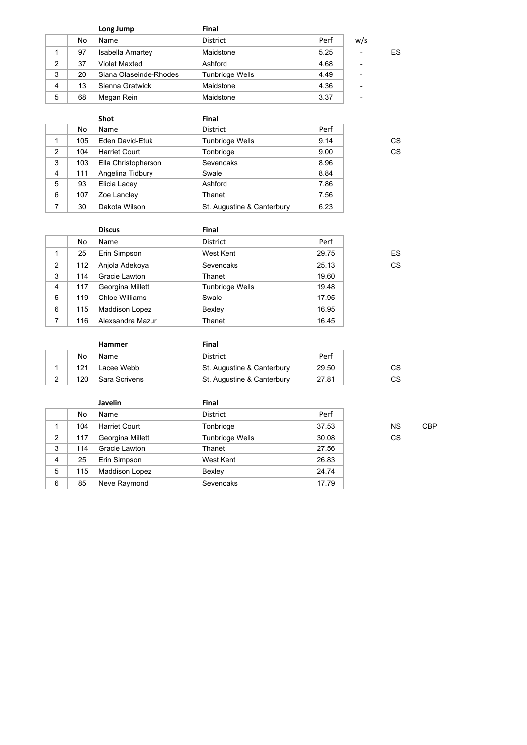| | No | Long Jump<br>Name | Final<br>District | Perf | w/s | | |
|---|---|---|---|---|---|---|---|
| 1 | 97 | Isabella Amartey | Maidstone | 5.25 | - | ES | |
| 2 | 37 | Violet Maxted | Ashford | 4.68 | - | | |
| 3 | 20 | Siana Olaseinde-Rhodes | Tunbridge Wells | 4.49 | - | | |
| 4 | 13 | Sienna Gratwick | Maidstone | 4.36 | - | | |
| 5 | 68 | Megan Rein | Maidstone | 3.37 | - | | |

| | No | Shot<br>Name | Final<br>District | Perf | | |
|---|---|---|---|---|---|---|
| 1 | 105 | Eden David-Etuk | Tunbridge Wells | 9.14 | CS | |
| 2 | 104 | Harriet Court | Tonbridge | 9.00 | CS | |
| 3 | 103 | Ella Christopherson | Sevenoaks | 8.96 | | |
| 4 | 111 | Angelina Tidbury | Swale | 8.84 | | |
| 5 | 93 | Elicia Lacey | Ashford | 7.86 | | |
| 6 | 107 | Zoe Lancley | Thanet | 7.56 | | |
| 7 | 30 | Dakota Wilson | St. Augustine & Canterbury | 6.23 | | |

| | No | Discus<br>Name | Final<br>District | Perf | | |
|---|---|---|---|---|---|---|
| 1 | 25 | Erin Simpson | West Kent | 29.75 | ES | |
| 2 | 112 | Anjola Adekoya | Sevenoaks | 25.13 | CS | |
| 3 | 114 | Gracie Lawton | Thanet | 19.60 | | |
| 4 | 117 | Georgina Millett | Tunbridge Wells | 19.48 | | |
| 5 | 119 | Chloe Williams | Swale | 17.95 | | |
| 6 | 115 | Maddison Lopez | Bexley | 16.95 | | |
| 7 | 116 | Alexsandra Mazur | Thanet | 16.45 | | |

| | No | Hammer<br>Name | Final<br>District | Perf | | |
|---|---|---|---|---|---|---|
| 1 | 121 | Lacee Webb | St. Augustine & Canterbury | 29.50 | CS | |
| 2 | 120 | Sara Scrivens | St. Augustine & Canterbury | 27.81 | CS | |

| | No | Javelin<br>Name | Final<br>District | Perf | | |
|---|---|---|---|---|---|---|
| 1 | 104 | Harriet Court | Tonbridge | 37.53 | NS | CBP |
| 2 | 117 | Georgina Millett | Tunbridge Wells | 30.08 | CS | |
| 3 | 114 | Gracie Lawton | Thanet | 27.56 | | |
| 4 | 25 | Erin Simpson | West Kent | 26.83 | | |
| 5 | 115 | Maddison Lopez | Bexley | 24.74 | | |
| 6 | 85 | Neve Raymond | Sevenoaks | 17.79 | | |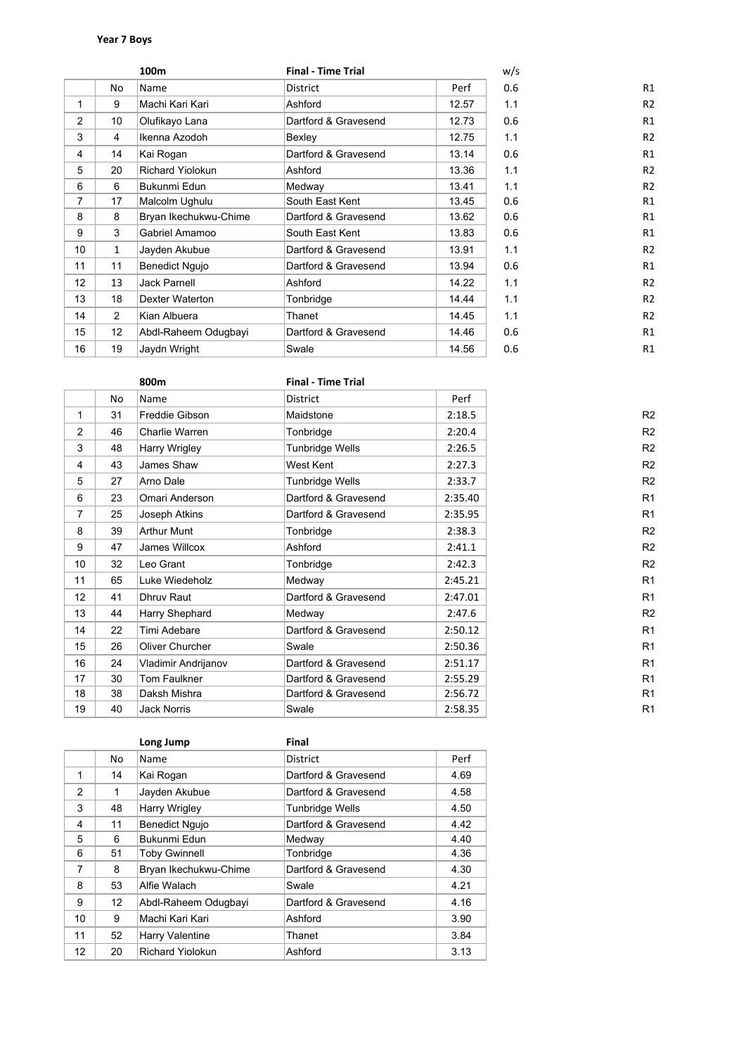**Year 7 Boys**

| | No | 100m<br>Name | Final - Time Trial<br>District | Perf | w/s | |
|---|---|---|---|---|---|---|
| | | | | | 0.6 | R1 |
| 1 | 9 | Machi Kari Kari | Ashford | 12.57 | 1.1 | R2 |
| 2 | 10 | Olufikayo Lana | Dartford & Gravesend | 12.73 | 0.6 | R1 |
| 3 | 4 | Ikenna Azodoh | Bexley | 12.75 | 1.1 | R2 |
| 4 | 14 | Kai Rogan | Dartford & Gravesend | 13.14 | 0.6 | R1 |
| 5 | 20 | Richard Yiolokun | Ashford | 13.36 | 1.1 | R2 |
| 6 | 6 | Bukunmi Edun | Medway | 13.41 | 1.1 | R2 |
| 7 | 17 | Malcolm Ughulu | South East Kent | 13.45 | 0.6 | R1 |
| 8 | 8 | Bryan Ikechukwu-Chime | Dartford & Gravesend | 13.62 | 0.6 | R1 |
| 9 | 3 | Gabriel Amamoo | South East Kent | 13.83 | 0.6 | R1 |
| 10 | 1 | Jayden Akubue | Dartford & Gravesend | 13.91 | 1.1 | R2 |
| 11 | 11 | Benedict Ngujo | Dartford & Gravesend | 13.94 | 0.6 | R1 |
| 12 | 13 | Jack Parnell | Ashford | 14.22 | 1.1 | R2 |
| 13 | 18 | Dexter Waterton | Tonbridge | 14.44 | 1.1 | R2 |
| 14 | 2 | Kian Albuera | Thanet | 14.45 | 1.1 | R2 |
| 15 | 12 | Abdl-Raheem Odugbayi | Dartford & Gravesend | 14.46 | 0.6 | R1 |
| 16 | 19 | Jaydn Wright | Swale | 14.56 | 0.6 | R1 |

| | No | 800m<br>Name | Final - Time Trial<br>District | Perf | |
|---|---|---|---|---|---|
| 1 | 31 | Freddie Gibson | Maidstone | 2:18.5 | R2 |
| 2 | 46 | Charlie Warren | Tonbridge | 2:20.4 | R2 |
| 3 | 48 | Harry Wrigley | Tunbridge Wells | 2:26.5 | R2 |
| 4 | 43 | James Shaw | West Kent | 2:27.3 | R2 |
| 5 | 27 | Arno Dale | Tunbridge Wells | 2:33.7 | R2 |
| 6 | 23 | Omari Anderson | Dartford & Gravesend | 2:35.40 | R1 |
| 7 | 25 | Joseph Atkins | Dartford & Gravesend | 2:35.95 | R1 |
| 8 | 39 | Arthur Munt | Tonbridge | 2:38.3 | R2 |
| 9 | 47 | James Willcox | Ashford | 2:41.1 | R2 |
| 10 | 32 | Leo Grant | Tonbridge | 2:42.3 | R2 |
| 11 | 65 | Luke Wiedeholz | Medway | 2:45.21 | R1 |
| 12 | 41 | Dhruv Raut | Dartford & Gravesend | 2:47.01 | R1 |
| 13 | 44 | Harry Shephard | Medway | 2:47.6 | R2 |
| 14 | 22 | Timi Adebare | Dartford & Gravesend | 2:50.12 | R1 |
| 15 | 26 | Oliver Churcher | Swale | 2:50.36 | R1 |
| 16 | 24 | Vladimir Andrijanov | Dartford & Gravesend | 2:51.17 | R1 |
| 17 | 30 | Tom Faulkner | Dartford & Gravesend | 2:55.29 | R1 |
| 18 | 38 | Daksh Mishra | Dartford & Gravesend | 2:56.72 | R1 |
| 19 | 40 | Jack Norris | Swale | 2:58.35 | R1 |

| | No | Long Jump<br>Name | Final<br>District | Perf |
|---|---|---|---|---|
| 1 | 14 | Kai Rogan | Dartford & Gravesend | 4.69 |
| 2 | 1 | Jayden Akubue | Dartford & Gravesend | 4.58 |
| 3 | 48 | Harry Wrigley | Tunbridge Wells | 4.50 |
| 4 | 11 | Benedict Ngujo | Dartford & Gravesend | 4.42 |
| 5 | 6 | Bukunmi Edun | Medway | 4.40 |
| 6 | 51 | Toby Gwinnell | Tonbridge | 4.36 |
| 7 | 8 | Bryan Ikechukwu-Chime | Dartford & Gravesend | 4.30 |
| 8 | 53 | Alfie Walach | Swale | 4.21 |
| 9 | 12 | Abdl-Raheem Odugbayi | Dartford & Gravesend | 4.16 |
| 10 | 9 | Machi Kari Kari | Ashford | 3.90 |
| 11 | 52 | Harry Valentine | Thanet | 3.84 |
| 12 | 20 | Richard Yiolokun | Ashford | 3.13 |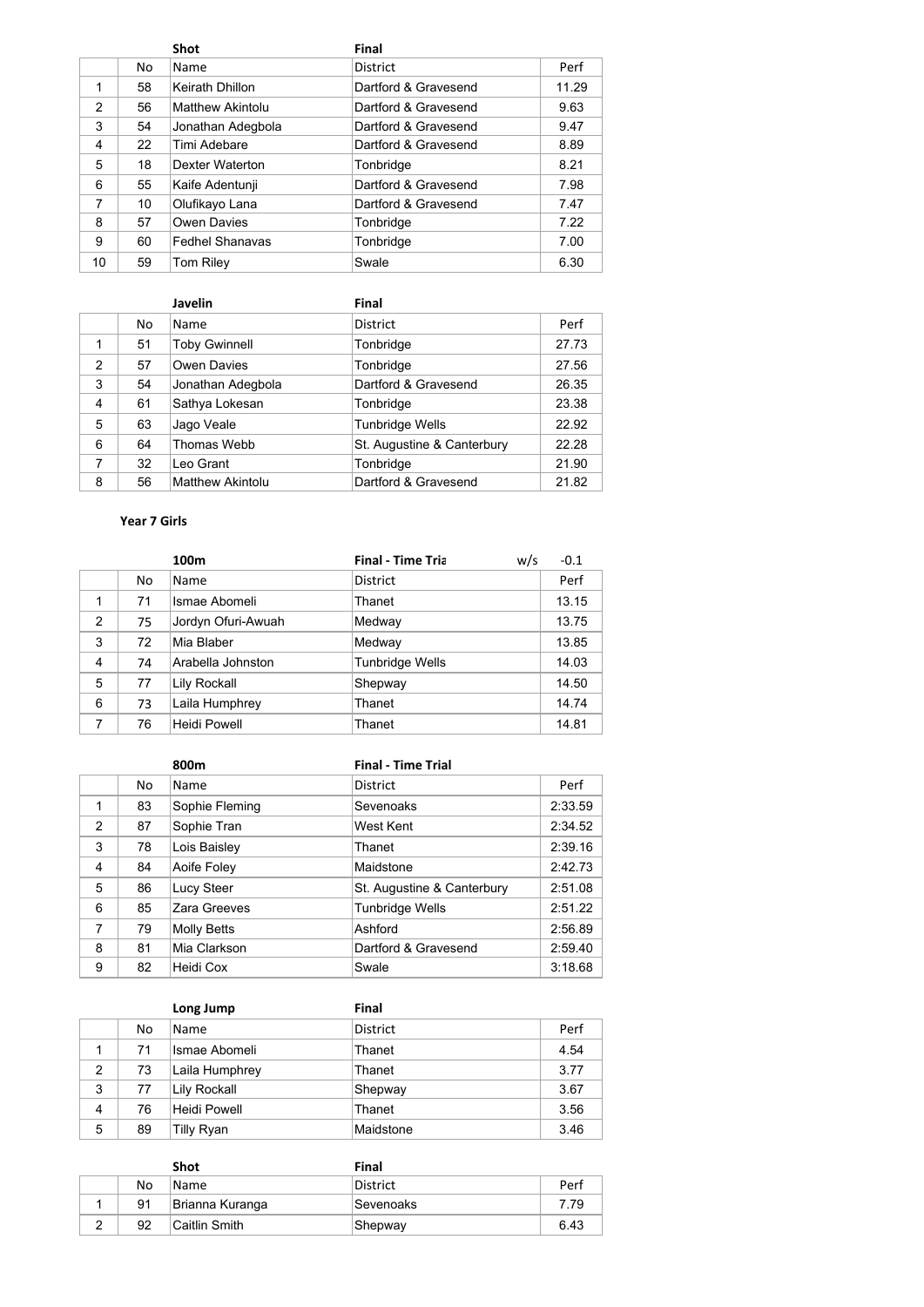| | | **Shot** | **Final** | |
|---|---|---|---|---|
| | No | Name | District | Perf |
| 1 | 58 | Keirath Dhillon | Dartford & Gravesend | 11.29 |
| 2 | 56 | Matthew Akintolu | Dartford & Gravesend | 9.63 |
| 3 | 54 | Jonathan Adegbola | Dartford & Gravesend | 9.47 |
| 4 | 22 | Timi Adebare | Dartford & Gravesend | 8.89 |
| 5 | 18 | Dexter Waterton | Tonbridge | 8.21 |
| 6 | 55 | Kaife Adentunji | Dartford & Gravesend | 7.98 |
| 7 | 10 | Olufikayo Lana | Dartford & Gravesend | 7.47 |
| 8 | 57 | Owen Davies | Tonbridge | 7.22 |
| 9 | 60 | Fedhel Shanavas | Tonbridge | 7.00 |
| 10 | 59 | Tom Riley | Swale | 6.30 |

| | | **Javelin** | **Final** | |
|---|---|---|---|---|
| | No | Name | District | Perf |
| 1 | 51 | Toby Gwinnell | Tonbridge | 27.73 |
| 2 | 57 | Owen Davies | Tonbridge | 27.56 |
| 3 | 54 | Jonathan Adegbola | Dartford & Gravesend | 26.35 |
| 4 | 61 | Sathya Lokesan | Tonbridge | 23.38 |
| 5 | 63 | Jago Veale | Tunbridge Wells | 22.92 |
| 6 | 64 | Thomas Webb | St. Augustine & Canterbury | 22.28 |
| 7 | 32 | Leo Grant | Tonbridge | 21.90 |
| 8 | 56 | Matthew Akintolu | Dartford & Gravesend | 21.82 |

**Year 7 Girls**

| | | **100m** | **Final - Time Tria** w/s | -0.1 |
|---|---|---|---|---|
| | No | Name | District | Perf |
| 1 | 71 | Ismae Abomeli | Thanet | 13.15 |
| 2 | 75 | Jordyn Ofuri-Awuah | Medway | 13.75 |
| 3 | 72 | Mia Blaber | Medway | 13.85 |
| 4 | 74 | Arabella Johnston | Tunbridge Wells | 14.03 |
| 5 | 77 | Lily Rockall | Shepway | 14.50 |
| 6 | 73 | Laila Humphrey | Thanet | 14.74 |
| 7 | 76 | Heidi Powell | Thanet | 14.81 |

| | | **800m** | **Final - Time Trial** | |
|---|---|---|---|---|
| | No | Name | District | Perf |
| 1 | 83 | Sophie Fleming | Sevenoaks | 2:33.59 |
| 2 | 87 | Sophie Tran | West Kent | 2:34.52 |
| 3 | 78 | Lois Baisley | Thanet | 2:39.16 |
| 4 | 84 | Aoife Foley | Maidstone | 2:42.73 |
| 5 | 86 | Lucy Steer | St. Augustine & Canterbury | 2:51.08 |
| 6 | 85 | Zara Greeves | Tunbridge Wells | 2:51.22 |
| 7 | 79 | Molly Betts | Ashford | 2:56.89 |
| 8 | 81 | Mia Clarkson | Dartford & Gravesend | 2:59.40 |
| 9 | 82 | Heidi Cox | Swale | 3:18.68 |

| | | **Long Jump** | **Final** | |
|---|---|---|---|---|
| | No | Name | District | Perf |
| 1 | 71 | Ismae Abomeli | Thanet | 4.54 |
| 2 | 73 | Laila Humphrey | Thanet | 3.77 |
| 3 | 77 | Lily Rockall | Shepway | 3.67 |
| 4 | 76 | Heidi Powell | Thanet | 3.56 |
| 5 | 89 | Tilly Ryan | Maidstone | 3.46 |

| | | **Shot** | **Final** | |
|---|---|---|---|---|
| | No | Name | District | Perf |
| 1 | 91 | Brianna Kuranga | Sevenoaks | 7.79 |
| 2 | 92 | Caitlin Smith | Shepway | 6.43 |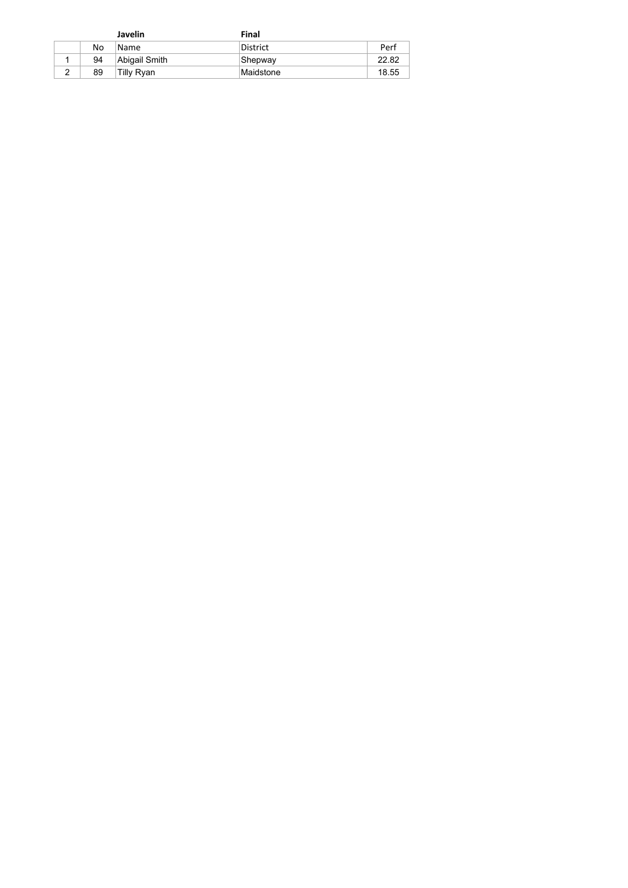**Javelin** **Final**

| | No | Name | District | Perf |
|---|---|---|---|---|
| 1 | 94 | Abigail Smith | Shepway | 22.82 |
| 2 | 89 | Tilly Ryan | Maidstone | 18.55 |